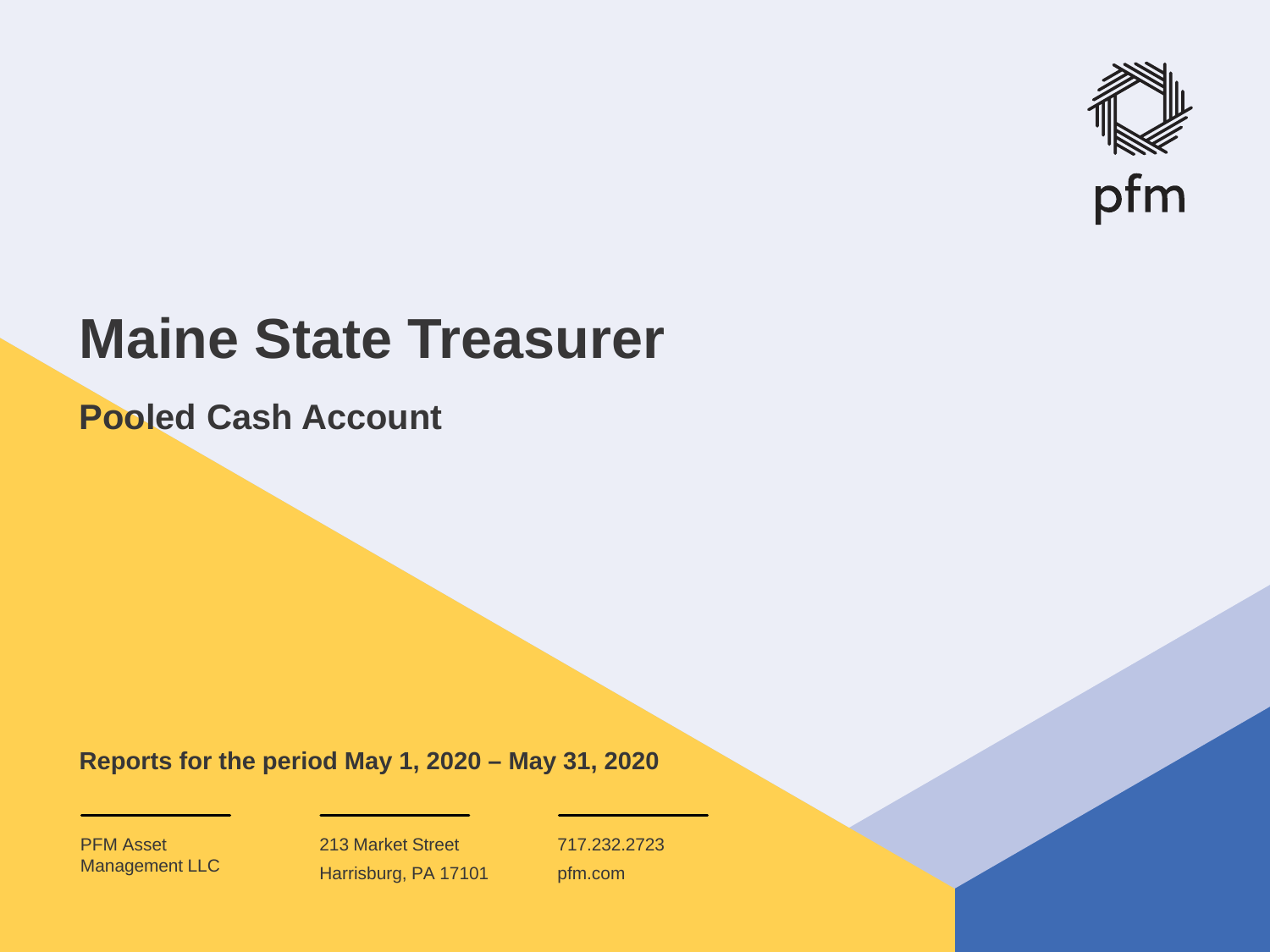pfm

# Maine State Treasurer

## Pooled Cash Account

**Reports for the period May 1, 2020 – May 31, 2020**

PFM Asset Management LLC

213 Market Street
Harrisburg, PA 17101

717.232.2723
pfm.com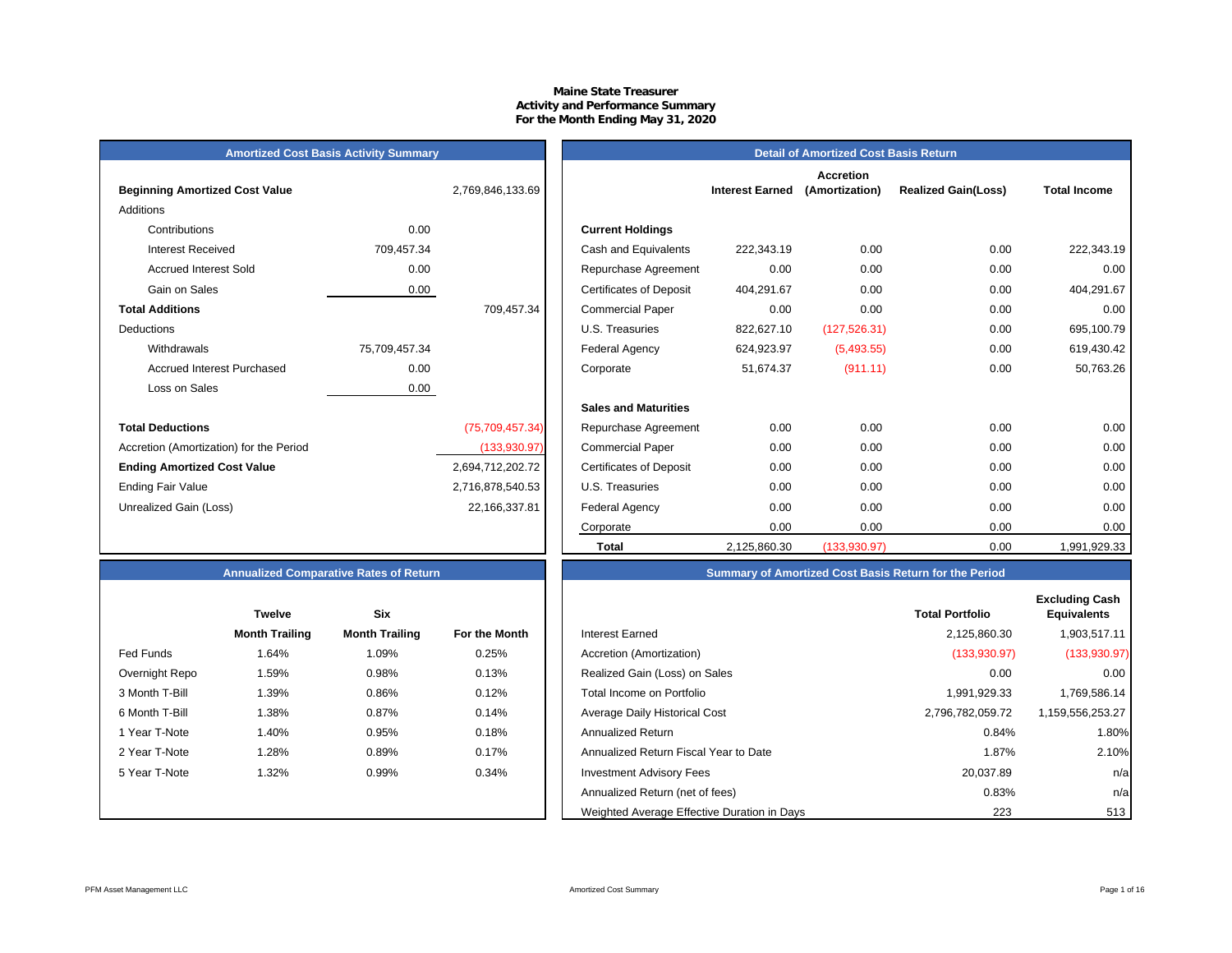# Maine State Treasurer
## Activity and Performance Summary
### For the Month Ending May 31, 2020

## Amortized Cost Basis Activity Summary

| | | |
|---|---|---|
| **Beginning Amortized Cost Value** | | 2,769,846,133.69 |
| Additions | | |
| Contributions | 0.00 | |
| Interest Received | 709,457.34 | |
| Accrued Interest Sold | 0.00 | |
| Gain on Sales | 0.00 | |
| **Total Additions** | | 709,457.34 |
| Deductions | | |
| Withdrawals | 75,709,457.34 | |
| Accrued Interest Purchased | 0.00 | |
| Loss on Sales | 0.00 | |
| **Total Deductions** | | (75,709,457.34) |
| Accretion (Amortization) for the Period | | (133,930.97) |
| **Ending Amortized Cost Value** | | 2,694,712,202.72 |
| Ending Fair Value | | 2,716,878,540.53 |
| Unrealized Gain (Loss) | | 22,166,337.81 |

## Detail of Amortized Cost Basis Return

| | Interest Earned | Accretion (Amortization) | Realized Gain(Loss) | Total Income |
|---|---|---|---|---|
| **Current Holdings** | | | | |
| Cash and Equivalents | 222,343.19 | 0.00 | 0.00 | 222,343.19 |
| Repurchase Agreement | 0.00 | 0.00 | 0.00 | 0.00 |
| Certificates of Deposit | 404,291.67 | 0.00 | 0.00 | 404,291.67 |
| Commercial Paper | 0.00 | 0.00 | 0.00 | 0.00 |
| U.S. Treasuries | 822,627.10 | (127,526.31) | 0.00 | 695,100.79 |
| Federal Agency | 624,923.97 | (5,493.55) | 0.00 | 619,430.42 |
| Corporate | 51,674.37 | (911.11) | 0.00 | 50,763.26 |
| **Sales and Maturities** | | | | |
| Repurchase Agreement | 0.00 | 0.00 | 0.00 | 0.00 |
| Commercial Paper | 0.00 | 0.00 | 0.00 | 0.00 |
| Certificates of Deposit | 0.00 | 0.00 | 0.00 | 0.00 |
| U.S. Treasuries | 0.00 | 0.00 | 0.00 | 0.00 |
| Federal Agency | 0.00 | 0.00 | 0.00 | 0.00 |
| Corporate | 0.00 | 0.00 | 0.00 | 0.00 |
| **Total** | 2,125,860.30 | (133,930.97) | 0.00 | 1,991,929.33 |

## Annualized Comparative Rates of Return

| | Twelve Month Trailing | Six Month Trailing | For the Month |
|---|---|---|---|
| Fed Funds | 1.64% | 1.09% | 0.25% |
| Overnight Repo | 1.59% | 0.98% | 0.13% |
| 3 Month T-Bill | 1.39% | 0.86% | 0.12% |
| 6 Month T-Bill | 1.38% | 0.87% | 0.14% |
| 1 Year T-Note | 1.40% | 0.95% | 0.18% |
| 2 Year T-Note | 1.28% | 0.89% | 0.17% |
| 5 Year T-Note | 1.32% | 0.99% | 0.34% |

## Summary of Amortized Cost Basis Return for the Period

| | Total Portfolio | Excluding Cash Equivalents |
|---|---|---|
| Interest Earned | 2,125,860.30 | 1,903,517.11 |
| Accretion (Amortization) | (133,930.97) | (133,930.97) |
| Realized Gain (Loss) on Sales | 0.00 | 0.00 |
| Total Income on Portfolio | 1,991,929.33 | 1,769,586.14 |
| Average Daily Historical Cost | 2,796,782,059.72 | 1,159,556,253.27 |
| Annualized Return | 0.84% | 1.80% |
| Annualized Return Fiscal Year to Date | 1.87% | 2.10% |
| Investment Advisory Fees | 20,037.89 | n/a |
| Annualized Return (net of fees) | 0.83% | n/a |
| Weighted Average Effective Duration in Days | 223 | 513 |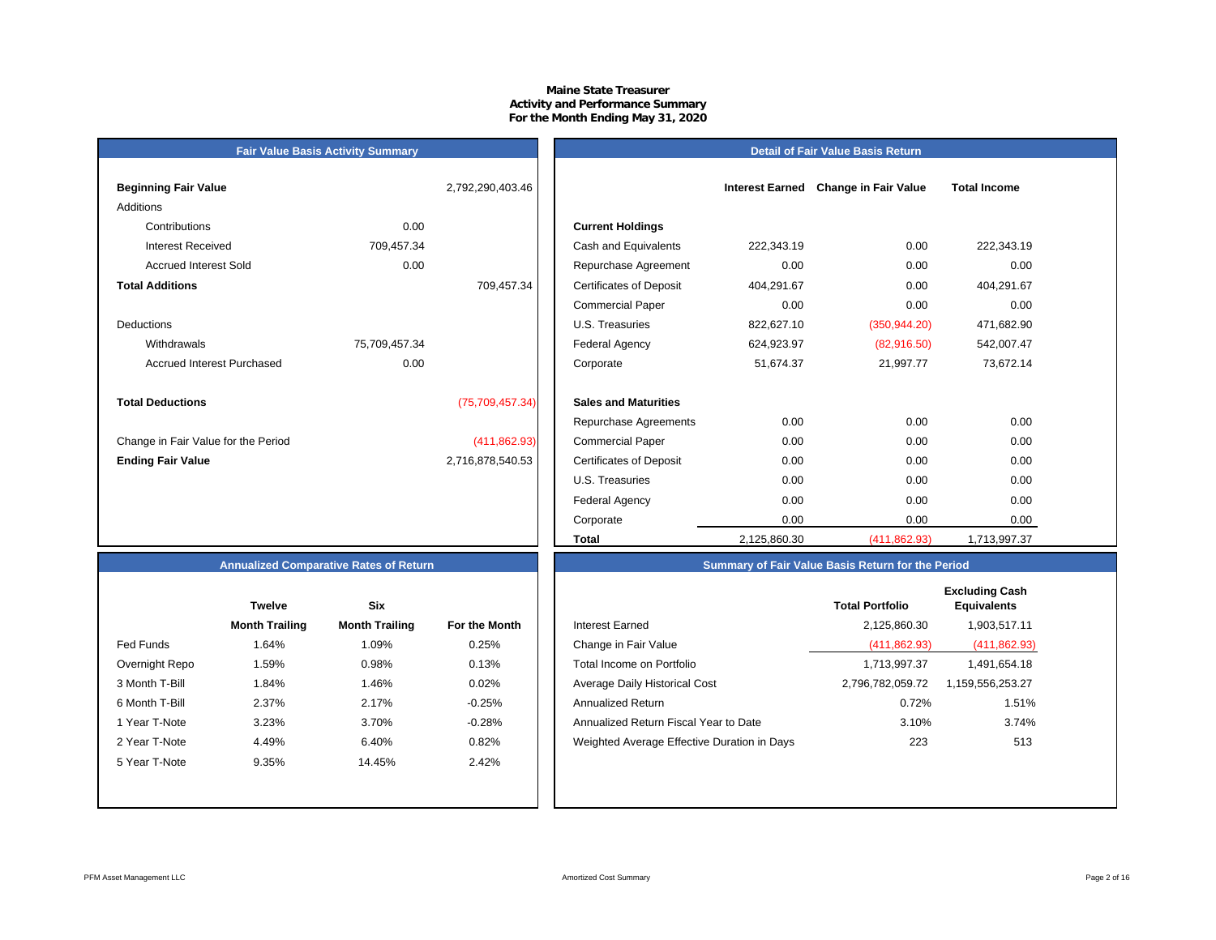# Maine State Treasurer
## Activity and Performance Summary
### For the Month Ending May 31, 2020

**Fair Value Basis Activity Summary**

| | | |
|---|---|---|
| **Beginning Fair Value** | | 2,792,290,403.46 |
| Additions | | |
| Contributions | 0.00 | |
| Interest Received | 709,457.34 | |
| Accrued Interest Sold | 0.00 | |
| **Total Additions** | | 709,457.34 |
| Deductions | | |
| Withdrawals | 75,709,457.34 | |
| Accrued Interest Purchased | 0.00 | |
| **Total Deductions** | | (75,709,457.34) |
| Change in Fair Value for the Period | | (411,862.93) |
| **Ending Fair Value** | | 2,716,878,540.53 |

**Detail of Fair Value Basis Return**

| | Interest Earned | Change in Fair Value | Total Income |
|---|---|---|---|
| **Current Holdings** | | | |
| Cash and Equivalents | 222,343.19 | 0.00 | 222,343.19 |
| Repurchase Agreement | 0.00 | 0.00 | 0.00 |
| Certificates of Deposit | 404,291.67 | 0.00 | 404,291.67 |
| Commercial Paper | 0.00 | 0.00 | 0.00 |
| U.S. Treasuries | 822,627.10 | (350,944.20) | 471,682.90 |
| Federal Agency | 624,923.97 | (82,916.50) | 542,007.47 |
| Corporate | 51,674.37 | 21,997.77 | 73,672.14 |
| **Sales and Maturities** | | | |
| Repurchase Agreements | 0.00 | 0.00 | 0.00 |
| Commercial Paper | 0.00 | 0.00 | 0.00 |
| Certificates of Deposit | 0.00 | 0.00 | 0.00 |
| U.S. Treasuries | 0.00 | 0.00 | 0.00 |
| Federal Agency | 0.00 | 0.00 | 0.00 |
| Corporate | 0.00 | 0.00 | 0.00 |
| **Total** | 2,125,860.30 | (411,862.93) | 1,713,997.37 |

**Annualized Comparative Rates of Return**

| | Twelve Month Trailing | Six Month Trailing | For the Month |
|---|---|---|---|
| Fed Funds | 1.64% | 1.09% | 0.25% |
| Overnight Repo | 1.59% | 0.98% | 0.13% |
| 3 Month T-Bill | 1.84% | 1.46% | 0.02% |
| 6 Month T-Bill | 2.37% | 2.17% | -0.25% |
| 1 Year T-Note | 3.23% | 3.70% | -0.28% |
| 2 Year T-Note | 4.49% | 6.40% | 0.82% |
| 5 Year T-Note | 9.35% | 14.45% | 2.42% |

**Summary of Fair Value Basis Return for the Period**

| | Total Portfolio | Excluding Cash Equivalents |
|---|---|---|
| Interest Earned | 2,125,860.30 | 1,903,517.11 |
| Change in Fair Value | (411,862.93) | (411,862.93) |
| Total Income on Portfolio | 1,713,997.37 | 1,491,654.18 |
| Average Daily Historical Cost | 2,796,782,059.72 | 1,159,556,253.27 |
| Annualized Return | 0.72% | 1.51% |
| Annualized Return Fiscal Year to Date | 3.10% | 3.74% |
| Weighted Average Effective Duration in Days | 223 | 513 |

PFM Asset Management LLC

Amortized Cost Summary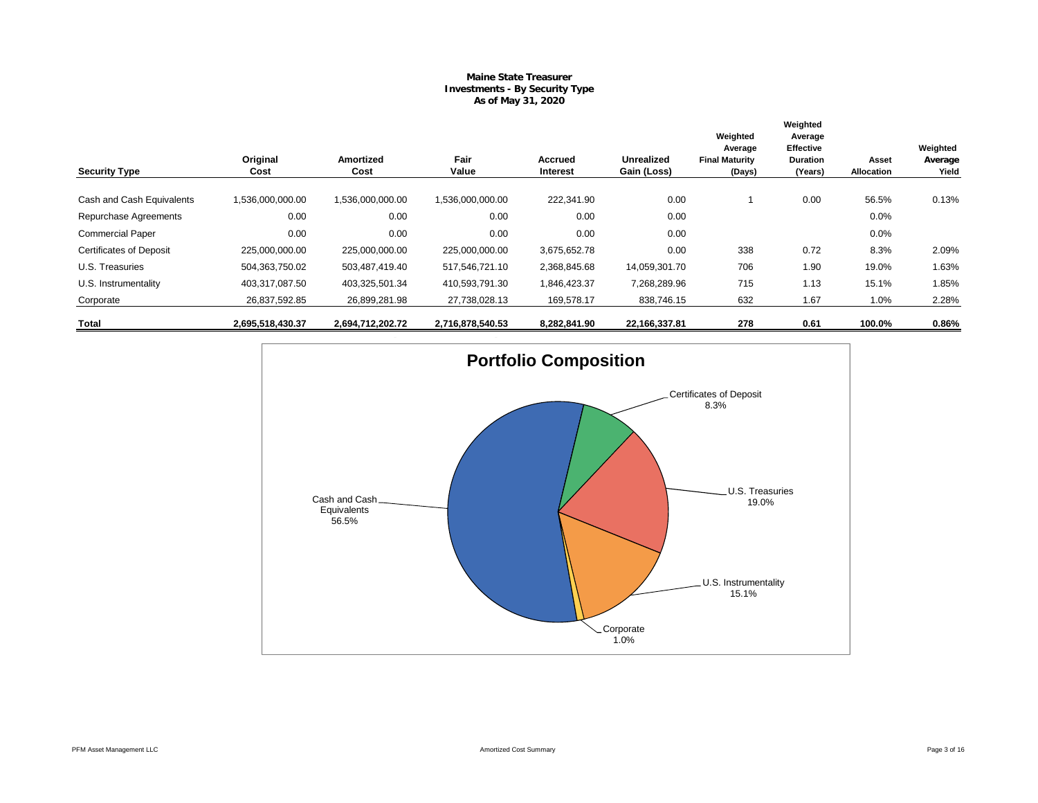# Maine State Treasurer
## Investments - By Security Type
### As of May 31, 2020

| Security Type | Original Cost | Amortized Cost | Fair Value | Accrued Interest | Unrealized Gain (Loss) | Weighted Average Final Maturity (Days) | Weighted Average Effective Duration (Years) | Asset Allocation | Weighted Average Yield |
|---|---|---|---|---|---|---|---|---|---|
| Cash and Cash Equivalents | 1,536,000,000.00 | 1,536,000,000.00 | 1,536,000,000.00 | 222,341.90 | 0.00 | 1 | 0.00 | 56.5% | 0.13% |
| Repurchase Agreements | 0.00 | 0.00 | 0.00 | 0.00 | 0.00 | | | 0.0% | |
| Commercial Paper | 0.00 | 0.00 | 0.00 | 0.00 | 0.00 | | | 0.0% | |
| Certificates of Deposit | 225,000,000.00 | 225,000,000.00 | 225,000,000.00 | 3,675,652.78 | 0.00 | 338 | 0.72 | 8.3% | 2.09% |
| U.S. Treasuries | 504,363,750.02 | 503,487,419.40 | 517,546,721.10 | 2,368,845.68 | 14,059,301.70 | 706 | 1.90 | 19.0% | 1.63% |
| U.S. Instrumentality | 403,317,087.50 | 403,325,501.34 | 410,593,791.30 | 1,846,423.37 | 7,268,289.96 | 715 | 1.13 | 15.1% | 1.85% |
| Corporate | 26,837,592.85 | 26,899,281.98 | 27,738,028.13 | 169,578.17 | 838,746.15 | 632 | 1.67 | 1.0% | 2.28% |
| **Total** | **2,695,518,430.37** | **2,694,712,202.72** | **2,716,878,540.53** | **8,282,841.90** | **22,166,337.81** | **278** | **0.61** | **100.0%** | **0.86%** |

**Portfolio Composition**

- Cash and Cash Equivalents 56.5%
- Certificates of Deposit 8.3%
- U.S. Treasuries 19.0%
- U.S. Instrumentality 15.1%
- Corporate 1.0%

PFM Asset Management LLC — Amortized Cost Summary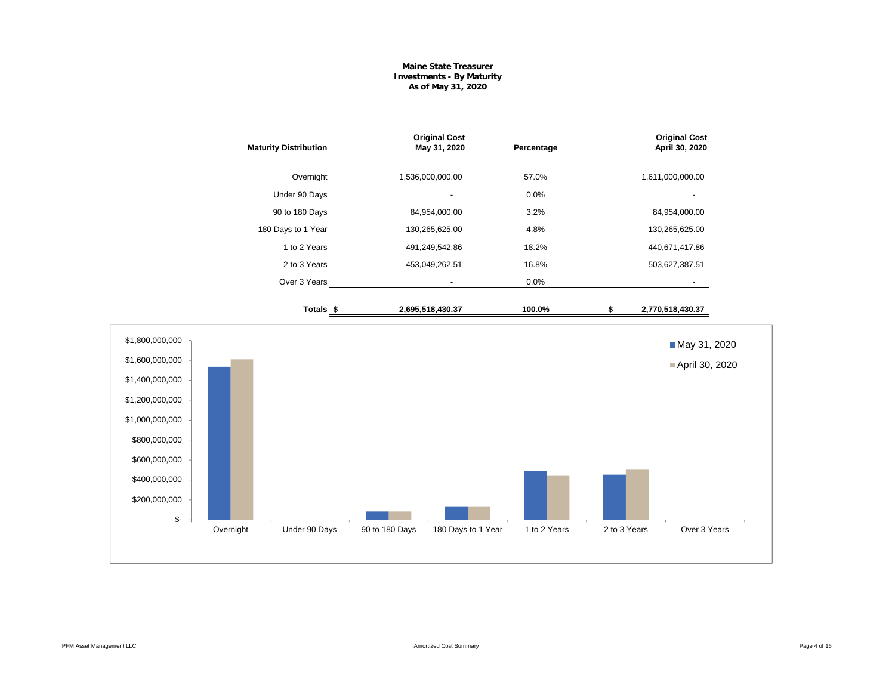**Maine State Treasurer**
**Investments - By Maturity**
**As of May 31, 2020**

| Maturity Distribution | Original Cost May 31, 2020 | Percentage | Original Cost April 30, 2020 |
|---|---|---|---|
| Overnight | 1,536,000,000.00 | 57.0% | 1,611,000,000.00 |
| Under 90 Days | - | 0.0% | - |
| 90 to 180 Days | 84,954,000.00 | 3.2% | 84,954,000.00 |
| 180 Days to 1 Year | 130,265,625.00 | 4.8% | 130,265,625.00 |
| 1 to 2 Years | 491,249,542.86 | 18.2% | 440,671,417.86 |
| 2 to 3 Years | 453,049,262.51 | 16.8% | 503,627,387.51 |
| Over 3 Years | - | 0.0% | - |
| **Totals** | **$ 2,695,518,430.37** | **100.0%** | **$ 2,770,518,430.37** |

Amortized Cost Summary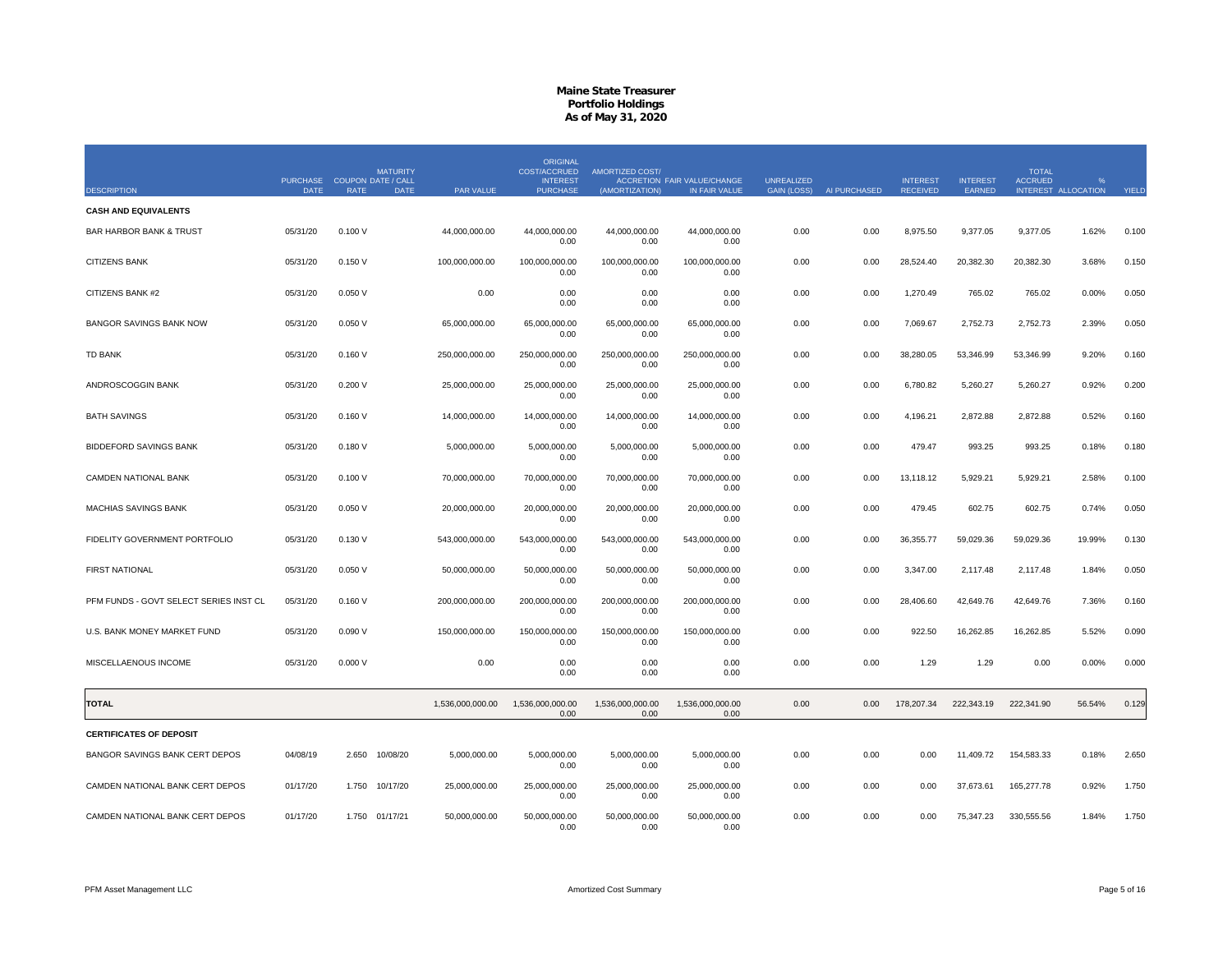# Maine State Treasurer
## Portfolio Holdings
### As of May 31, 2020

| DESCRIPTION | PURCHASE DATE | COUPON RATE | MATURITY DATE / CALL DATE | PAR VALUE | ORIGINAL COST/ACCRUED INTEREST PURCHASE | AMORTIZED COST/ ACCRETION (AMORTIZATION) | FAIR VALUE/CHANGE IN FAIR VALUE | UNREALIZED GAIN (LOSS) | AI PURCHASED | INTEREST RECEIVED | INTEREST EARNED | TOTAL ACCRUED INTEREST | % ALLOCATION | YIELD |
|---|---|---|---|---|---|---|---|---|---|---|---|---|---|---|
| **CASH AND EQUIVALENTS** | | | | | | | | | | | | | | |
| BAR HARBOR BANK & TRUST | 05/31/20 | 0.100 V | | 44,000,000.00 | 44,000,000.00<br>0.00 | 44,000,000.00<br>0.00 | 44,000,000.00<br>0.00 | 0.00 | 0.00 | 8,975.50 | 9,377.05 | 9,377.05 | 1.62% | 0.100 |
| CITIZENS BANK | 05/31/20 | 0.150 V | | 100,000,000.00 | 100,000,000.00<br>0.00 | 100,000,000.00<br>0.00 | 100,000,000.00<br>0.00 | 0.00 | 0.00 | 28,524.40 | 20,382.30 | 20,382.30 | 3.68% | 0.150 |
| CITIZENS BANK #2 | 05/31/20 | 0.050 V | | 0.00 | 0.00<br>0.00 | 0.00<br>0.00 | 0.00<br>0.00 | 0.00 | 0.00 | 1,270.49 | 765.02 | 765.02 | 0.00% | 0.050 |
| BANGOR SAVINGS BANK NOW | 05/31/20 | 0.050 V | | 65,000,000.00 | 65,000,000.00<br>0.00 | 65,000,000.00<br>0.00 | 65,000,000.00<br>0.00 | 0.00 | 0.00 | 7,069.67 | 2,752.73 | 2,752.73 | 2.39% | 0.050 |
| TD BANK | 05/31/20 | 0.160 V | | 250,000,000.00 | 250,000,000.00<br>0.00 | 250,000,000.00<br>0.00 | 250,000,000.00<br>0.00 | 0.00 | 0.00 | 38,280.05 | 53,346.99 | 53,346.99 | 9.20% | 0.160 |
| ANDROSCOGGIN BANK | 05/31/20 | 0.200 V | | 25,000,000.00 | 25,000,000.00<br>0.00 | 25,000,000.00<br>0.00 | 25,000,000.00<br>0.00 | 0.00 | 0.00 | 6,780.82 | 5,260.27 | 5,260.27 | 0.92% | 0.200 |
| BATH SAVINGS | 05/31/20 | 0.160 V | | 14,000,000.00 | 14,000,000.00<br>0.00 | 14,000,000.00<br>0.00 | 14,000,000.00<br>0.00 | 0.00 | 0.00 | 4,196.21 | 2,872.88 | 2,872.88 | 0.52% | 0.160 |
| BIDDEFORD SAVINGS BANK | 05/31/20 | 0.180 V | | 5,000,000.00 | 5,000,000.00<br>0.00 | 5,000,000.00<br>0.00 | 5,000,000.00<br>0.00 | 0.00 | 0.00 | 479.47 | 993.25 | 993.25 | 0.18% | 0.180 |
| CAMDEN NATIONAL BANK | 05/31/20 | 0.100 V | | 70,000,000.00 | 70,000,000.00<br>0.00 | 70,000,000.00<br>0.00 | 70,000,000.00<br>0.00 | 0.00 | 0.00 | 13,118.12 | 5,929.21 | 5,929.21 | 2.58% | 0.100 |
| MACHIAS SAVINGS BANK | 05/31/20 | 0.050 V | | 20,000,000.00 | 20,000,000.00<br>0.00 | 20,000,000.00<br>0.00 | 20,000,000.00<br>0.00 | 0.00 | 0.00 | 479.45 | 602.75 | 602.75 | 0.74% | 0.050 |
| FIDELITY GOVERNMENT PORTFOLIO | 05/31/20 | 0.130 V | | 543,000,000.00 | 543,000,000.00<br>0.00 | 543,000,000.00<br>0.00 | 543,000,000.00<br>0.00 | 0.00 | 0.00 | 36,355.77 | 59,029.36 | 59,029.36 | 19.99% | 0.130 |
| FIRST NATIONAL | 05/31/20 | 0.050 V | | 50,000,000.00 | 50,000,000.00<br>0.00 | 50,000,000.00<br>0.00 | 50,000,000.00<br>0.00 | 0.00 | 0.00 | 3,347.00 | 2,117.48 | 2,117.48 | 1.84% | 0.050 |
| PFM FUNDS - GOVT SELECT SERIES INST CL | 05/31/20 | 0.160 V | | 200,000,000.00 | 200,000,000.00<br>0.00 | 200,000,000.00<br>0.00 | 200,000,000.00<br>0.00 | 0.00 | 0.00 | 28,406.60 | 42,649.76 | 42,649.76 | 7.36% | 0.160 |
| U.S. BANK MONEY MARKET FUND | 05/31/20 | 0.090 V | | 150,000,000.00 | 150,000,000.00<br>0.00 | 150,000,000.00<br>0.00 | 150,000,000.00<br>0.00 | 0.00 | 0.00 | 922.50 | 16,262.85 | 16,262.85 | 5.52% | 0.090 |
| MISCELLANEOUS INCOME | 05/31/20 | 0.000 V | | 0.00 | 0.00<br>0.00 | 0.00<br>0.00 | 0.00<br>0.00 | 0.00 | 0.00 | 1.29 | 1.29 | 0.00 | 0.00% | 0.000 |
| **TOTAL** | | | | 1,536,000,000.00 | 1,536,000,000.00<br>0.00 | 1,536,000,000.00<br>0.00 | 1,536,000,000.00<br>0.00 | 0.00 | 0.00 | 178,207.34 | 222,343.19 | 222,341.90 | 56.54% | 0.129 |
| **CERTIFICATES OF DEPOSIT** | | | | | | | | | | | | | | |
| BANGOR SAVINGS BANK CERT DEPOS | 04/08/19 | 2.650 | 10/08/20 | 5,000,000.00 | 5,000,000.00<br>0.00 | 5,000,000.00<br>0.00 | 5,000,000.00<br>0.00 | 0.00 | 0.00 | 0.00 | 11,409.72 | 154,583.33 | 0.18% | 2.650 |
| CAMDEN NATIONAL BANK CERT DEPOS | 01/17/20 | 1.750 | 10/17/20 | 25,000,000.00 | 25,000,000.00<br>0.00 | 25,000,000.00<br>0.00 | 25,000,000.00<br>0.00 | 0.00 | 0.00 | 0.00 | 37,673.61 | 165,277.78 | 0.92% | 1.750 |
| CAMDEN NATIONAL BANK CERT DEPOS | 01/17/20 | 1.750 | 01/17/21 | 50,000,000.00 | 50,000,000.00<br>0.00 | 50,000,000.00<br>0.00 | 50,000,000.00<br>0.00 | 0.00 | 0.00 | 0.00 | 75,347.23 | 330,555.56 | 1.84% | 1.750 |

PFM Asset Management LLC — Amortized Cost Summary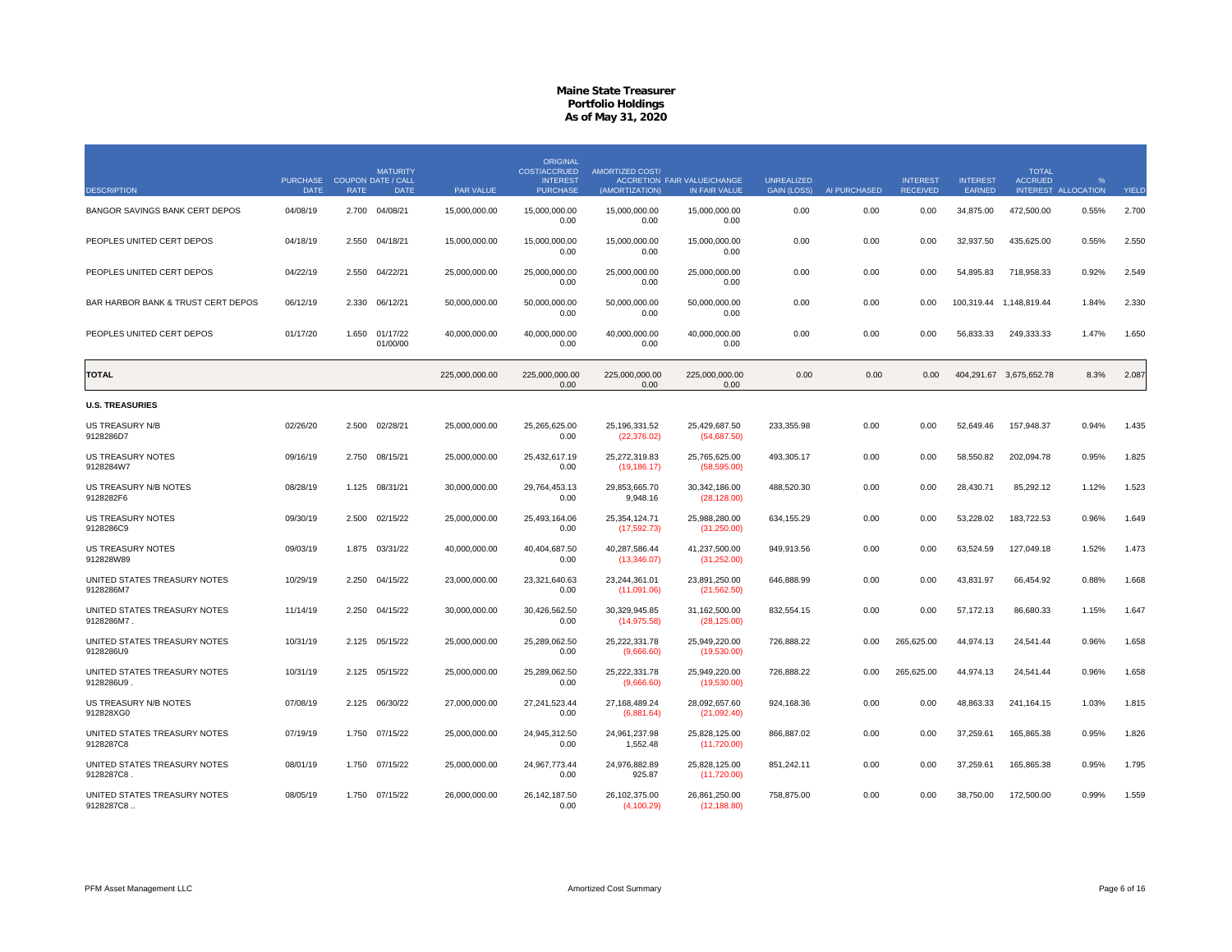# Maine State Treasurer
## Portfolio Holdings
### As of May 31, 2020

| DESCRIPTION | PURCHASE DATE | COUPON RATE | MATURITY DATE / CALL DATE | PAR VALUE | ORIGINAL COST/ACCRUED INTEREST PURCHASE | AMORTIZED COST/ ACCRETION (AMORTIZATION) | FAIR VALUE/CHANGE IN FAIR VALUE | UNREALIZED GAIN (LOSS) | AI PURCHASED | INTEREST RECEIVED | INTEREST EARNED | TOTAL ACCRUED INTEREST | % ALLOCATION | YIELD |
|---|---|---|---|---|---|---|---|---|---|---|---|---|---|---|
| BANGOR SAVINGS BANK CERT DEPOS | 04/08/19 | 2.700 | 04/08/21 | 15,000,000.00 | 15,000,000.00<br>0.00 | 15,000,000.00<br>0.00 | 15,000,000.00<br>0.00 | 0.00 | 0.00 | 0.00 | 34,875.00 | 472,500.00 | 0.55% | 2.700 |
| PEOPLES UNITED CERT DEPOS | 04/18/19 | 2.550 | 04/18/21 | 15,000,000.00 | 15,000,000.00<br>0.00 | 15,000,000.00<br>0.00 | 15,000,000.00<br>0.00 | 0.00 | 0.00 | 0.00 | 32,937.50 | 435,625.00 | 0.55% | 2.550 |
| PEOPLES UNITED CERT DEPOS | 04/22/19 | 2.550 | 04/22/21 | 25,000,000.00 | 25,000,000.00<br>0.00 | 25,000,000.00<br>0.00 | 25,000,000.00<br>0.00 | 0.00 | 0.00 | 0.00 | 54,895.83 | 718,958.33 | 0.92% | 2.549 |
| BAR HARBOR BANK & TRUST CERT DEPOS | 06/12/19 | 2.330 | 06/12/21 | 50,000,000.00 | 50,000,000.00<br>0.00 | 50,000,000.00<br>0.00 | 50,000,000.00<br>0.00 | 0.00 | 0.00 | 0.00 | 100,319.44 | 1,148,819.44 | 1.84% | 2.330 |
| PEOPLES UNITED CERT DEPOS | 01/17/20 | 1.650 | 01/17/22<br>01/00/00 | 40,000,000.00 | 40,000,000.00<br>0.00 | 40,000,000.00<br>0.00 | 40,000,000.00<br>0.00 | 0.00 | 0.00 | 0.00 | 56,833.33 | 249,333.33 | 1.47% | 1.650 |
| **TOTAL** | | | | 225,000,000.00 | 225,000,000.00<br>0.00 | 225,000,000.00<br>0.00 | 225,000,000.00<br>0.00 | 0.00 | 0.00 | 0.00 | 404,291.67 | 3,675,652.78 | 8.3% | 2.087 |
| **U.S. TREASURIES** | | | | | | | | | | | | | | |
| US TREASURY N/B<br>9128286D7 | 02/26/20 | 2.500 | 02/28/21 | 25,000,000.00 | 25,265,625.00<br>0.00 | 25,196,331.52<br>(22,376.02) | 25,429,687.50<br>(54,687.50) | 233,355.98 | 0.00 | 0.00 | 52,649.46 | 157,948.37 | 0.94% | 1.435 |
| US TREASURY NOTES<br>9128284W7 | 09/16/19 | 2.750 | 08/15/21 | 25,000,000.00 | 25,432,617.19<br>0.00 | 25,272,319.83<br>(19,186.17) | 25,765,625.00<br>(58,595.00) | 493,305.17 | 0.00 | 0.00 | 58,550.82 | 202,094.78 | 0.95% | 1.825 |
| US TREASURY N/B NOTES<br>9128282F6 | 08/28/19 | 1.125 | 08/31/21 | 30,000,000.00 | 29,764,453.13<br>0.00 | 29,853,665.70<br>9,948.16 | 30,342,186.00<br>(28,128.00) | 488,520.30 | 0.00 | 0.00 | 28,430.71 | 85,292.12 | 1.12% | 1.523 |
| US TREASURY NOTES<br>9128286C9 | 09/30/19 | 2.500 | 02/15/22 | 25,000,000.00 | 25,493,164.06<br>0.00 | 25,354,124.71<br>(17,592.73) | 25,988,280.00<br>(31,250.00) | 634,155.29 | 0.00 | 0.00 | 53,228.02 | 183,722.53 | 0.96% | 1.649 |
| US TREASURY NOTES<br>912828W89 | 09/03/19 | 1.875 | 03/31/22 | 40,000,000.00 | 40,404,687.50<br>0.00 | 40,287,586.44<br>(13,346.07) | 41,237,500.00<br>(31,252.00) | 949,913.56 | 0.00 | 0.00 | 63,524.59 | 127,049.18 | 1.52% | 1.473 |
| UNITED STATES TREASURY NOTES<br>9128286M7 | 10/29/19 | 2.250 | 04/15/22 | 23,000,000.00 | 23,321,640.63<br>0.00 | 23,244,361.01<br>(11,091.06) | 23,891,250.00<br>(21,562.50) | 646,888.99 | 0.00 | 0.00 | 43,831.97 | 66,454.92 | 0.88% | 1.668 |
| UNITED STATES TREASURY NOTES<br>9128286M7 . | 11/14/19 | 2.250 | 04/15/22 | 30,000,000.00 | 30,426,562.50<br>0.00 | 30,329,945.85<br>(14,975.58) | 31,162,500.00<br>(28,125.00) | 832,554.15 | 0.00 | 0.00 | 57,172.13 | 86,680.33 | 1.15% | 1.647 |
| UNITED STATES TREASURY NOTES<br>9128286U9 | 10/31/19 | 2.125 | 05/15/22 | 25,000,000.00 | 25,289,062.50<br>0.00 | 25,222,331.78<br>(9,666.60) | 25,949,220.00<br>(19,530.00) | 726,888.22 | 0.00 | 265,625.00 | 44,974.13 | 24,541.44 | 0.96% | 1.658 |
| UNITED STATES TREASURY NOTES<br>9128286U9 . | 10/31/19 | 2.125 | 05/15/22 | 25,000,000.00 | 25,289,062.50<br>0.00 | 25,222,331.78<br>(9,666.60) | 25,949,220.00<br>(19,530.00) | 726,888.22 | 0.00 | 265,625.00 | 44,974.13 | 24,541.44 | 0.96% | 1.658 |
| US TREASURY N/B NOTES<br>912828XG0 | 07/08/19 | 2.125 | 06/30/22 | 27,000,000.00 | 27,241,523.44<br>0.00 | 27,168,489.24<br>(6,881.64) | 28,092,657.60<br>(21,092.40) | 924,168.36 | 0.00 | 0.00 | 48,863.33 | 241,164.15 | 1.03% | 1.815 |
| UNITED STATES TREASURY NOTES<br>9128287C8 | 07/19/19 | 1.750 | 07/15/22 | 25,000,000.00 | 24,945,312.50<br>0.00 | 24,961,237.98<br>1,552.48 | 25,828,125.00<br>(11,720.00) | 866,887.02 | 0.00 | 0.00 | 37,259.61 | 165,865.38 | 0.95% | 1.826 |
| UNITED STATES TREASURY NOTES<br>9128287C8 . | 08/01/19 | 1.750 | 07/15/22 | 25,000,000.00 | 24,967,773.44<br>0.00 | 24,976,882.89<br>925.87 | 25,828,125.00<br>(11,720.00) | 851,242.11 | 0.00 | 0.00 | 37,259.61 | 165,865.38 | 0.95% | 1.795 |
| UNITED STATES TREASURY NOTES<br>9128287C8 .. | 08/05/19 | 1.750 | 07/15/22 | 26,000,000.00 | 26,142,187.50<br>0.00 | 26,102,375.00<br>(4,100.29) | 26,861,250.00<br>(12,188.80) | 758,875.00 | 0.00 | 0.00 | 38,750.00 | 172,500.00 | 0.99% | 1.559 |

PFM Asset Management LLC — Amortized Cost Summary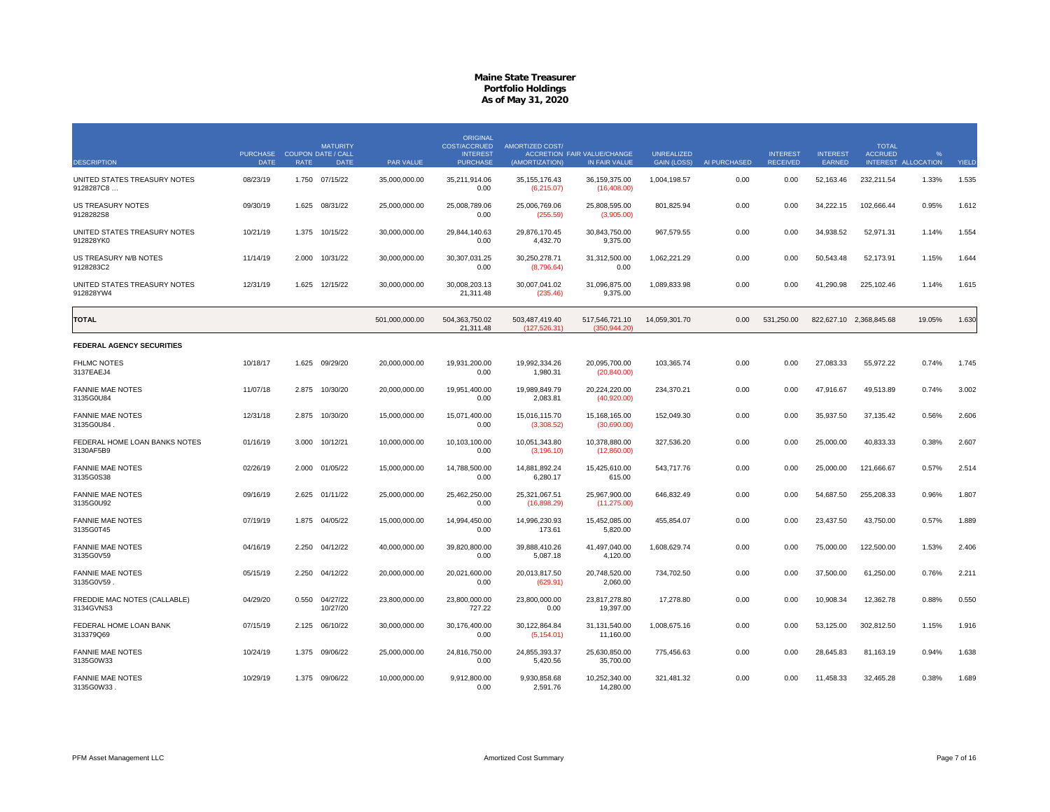# Maine State Treasurer
## Portfolio Holdings
### As of May 31, 2020

| DESCRIPTION | PURCHASE DATE | COUPON RATE | MATURITY DATE / CALL DATE | PAR VALUE | ORIGINAL COST/ACCRUED INTEREST PURCHASE | AMORTIZED COST/ (AMORTIZATION) | ACCRETION FAIR VALUE/CHANGE IN FAIR VALUE | UNREALIZED GAIN (LOSS) | AI PURCHASED | INTEREST RECEIVED | INTEREST EARNED | TOTAL ACCRUED INTEREST | % ALLOCATION | YIELD |
|---|---|---|---|---|---|---|---|---|---|---|---|---|---|---|
| UNITED STATES TREASURY NOTES 9128287C8 ... | 08/23/19 | 1.750 | 07/15/22 | 35,000,000.00 | 35,211,914.06<br>0.00 | 35,155,176.43<br>(6,215.07) | 36,159,375.00<br>(16,408.00) | 1,004,198.57 | 0.00 | 0.00 | 52,163.46 | 232,211.54 | 1.33% | 1.535 |
| US TREASURY NOTES 9128282S8 | 09/30/19 | 1.625 | 08/31/22 | 25,000,000.00 | 25,008,789.06<br>0.00 | 25,006,769.06<br>(255.59) | 25,808,595.00<br>(3,905.00) | 801,825.94 | 0.00 | 0.00 | 34,222.15 | 102,666.44 | 0.95% | 1.612 |
| UNITED STATES TREASURY NOTES 912828YK0 | 10/21/19 | 1.375 | 10/15/22 | 30,000,000.00 | 29,844,140.63<br>0.00 | 29,876,170.45<br>4,432.70 | 30,843,750.00<br>9,375.00 | 967,579.55 | 0.00 | 0.00 | 34,938.52 | 52,971.31 | 1.14% | 1.554 |
| US TREASURY N/B NOTES 9128283C2 | 11/14/19 | 2.000 | 10/31/22 | 30,000,000.00 | 30,307,031.25<br>0.00 | 30,250,278.71<br>(8,796.64) | 31,312,500.00<br>0.00 | 1,062,221.29 | 0.00 | 0.00 | 50,543.48 | 52,173.91 | 1.15% | 1.644 |
| UNITED STATES TREASURY NOTES 912828YW4 | 12/31/19 | 1.625 | 12/15/22 | 30,000,000.00 | 30,008,203.13<br>21,311.48 | 30,007,041.02<br>(235.46) | 31,096,875.00<br>9,375.00 | 1,089,833.98 | 0.00 | 0.00 | 41,290.98 | 225,102.46 | 1.14% | 1.615 |
| **TOTAL** | | | | 501,000,000.00 | 504,363,750.02<br>21,311.48 | 503,487,419.40<br>(127,526.31) | 517,546,721.10<br>(350,944.20) | 14,059,301.70 | 0.00 | 531,250.00 | 822,627.10 | 2,368,845.68 | 19.05% | 1.630 |
| **FEDERAL AGENCY SECURITIES** | | | | | | | | | | | | | | |
| FHLMC NOTES 3137EAEJ4 | 10/18/17 | 1.625 | 09/29/20 | 20,000,000.00 | 19,931,200.00<br>0.00 | 19,992,334.26<br>1,980.31 | 20,095,700.00<br>(20,840.00) | 103,365.74 | 0.00 | 0.00 | 27,083.33 | 55,972.22 | 0.74% | 1.745 |
| FANNIE MAE NOTES 3135G0U84 | 11/07/18 | 2.875 | 10/30/20 | 20,000,000.00 | 19,951,400.00<br>0.00 | 19,989,849.79<br>2,083.81 | 20,224,220.00<br>(40,920.00) | 234,370.21 | 0.00 | 0.00 | 47,916.67 | 49,513.89 | 0.74% | 3.002 |
| FANNIE MAE NOTES 3135G0U84 . | 12/31/18 | 2.875 | 10/30/20 | 15,000,000.00 | 15,071,400.00<br>0.00 | 15,016,115.70<br>(3,308.52) | 15,168,165.00<br>(30,690.00) | 152,049.30 | 0.00 | 0.00 | 35,937.50 | 37,135.42 | 0.56% | 2.606 |
| FEDERAL HOME LOAN BANKS NOTES 3130AF5B9 | 01/16/19 | 3.000 | 10/12/21 | 10,000,000.00 | 10,103,100.00<br>0.00 | 10,051,343.80<br>(3,196.10) | 10,378,880.00<br>(12,860.00) | 327,536.20 | 0.00 | 0.00 | 25,000.00 | 40,833.33 | 0.38% | 2.607 |
| FANNIE MAE NOTES 3135G0S38 | 02/26/19 | 2.000 | 01/05/22 | 15,000,000.00 | 14,788,500.00<br>0.00 | 14,881,892.24<br>6,280.17 | 15,425,610.00<br>615.00 | 543,717.76 | 0.00 | 0.00 | 25,000.00 | 121,666.67 | 0.57% | 2.514 |
| FANNIE MAE NOTES 3135G0U92 | 09/16/19 | 2.625 | 01/11/22 | 25,000,000.00 | 25,462,250.00<br>0.00 | 25,321,067.51<br>(16,898.29) | 25,967,900.00<br>(11,275.00) | 646,832.49 | 0.00 | 0.00 | 54,687.50 | 255,208.33 | 0.96% | 1.807 |
| FANNIE MAE NOTES 3135G0T45 | 07/19/19 | 1.875 | 04/05/22 | 15,000,000.00 | 14,994,450.00<br>0.00 | 14,996,230.93<br>173.61 | 15,452,085.00<br>5,820.00 | 455,854.07 | 0.00 | 0.00 | 23,437.50 | 43,750.00 | 0.57% | 1.889 |
| FANNIE MAE NOTES 3135G0V59 | 04/16/19 | 2.250 | 04/12/22 | 40,000,000.00 | 39,820,800.00<br>0.00 | 39,888,410.26<br>5,087.18 | 41,497,040.00<br>4,120.00 | 1,608,629.74 | 0.00 | 0.00 | 75,000.00 | 122,500.00 | 1.53% | 2.406 |
| FANNIE MAE NOTES 3135G0V59 . | 05/15/19 | 2.250 | 04/12/22 | 20,000,000.00 | 20,021,600.00<br>0.00 | 20,013,817.50<br>(629.91) | 20,748,520.00<br>2,060.00 | 734,702.50 | 0.00 | 0.00 | 37,500.00 | 61,250.00 | 0.76% | 2.211 |
| FREDDIE MAC NOTES (CALLABLE) 3134GVNS3 | 04/29/20 | 0.550 | 04/27/22<br>10/27/20 | 23,800,000.00 | 23,800,000.00<br>727.22 | 23,800,000.00<br>0.00 | 23,817,278.80<br>19,397.00 | 17,278.80 | 0.00 | 0.00 | 10,908.34 | 12,362.78 | 0.88% | 0.550 |
| FEDERAL HOME LOAN BANK 313379Q69 | 07/15/19 | 2.125 | 06/10/22 | 30,000,000.00 | 30,176,400.00<br>0.00 | 30,122,864.84<br>(5,154.01) | 31,131,540.00<br>11,160.00 | 1,008,675.16 | 0.00 | 0.00 | 53,125.00 | 302,812.50 | 1.15% | 1.916 |
| FANNIE MAE NOTES 3135G0W33 | 10/24/19 | 1.375 | 09/06/22 | 25,000,000.00 | 24,816,750.00<br>0.00 | 24,855,393.37<br>5,420.56 | 25,630,850.00<br>35,700.00 | 775,456.63 | 0.00 | 0.00 | 28,645.83 | 81,163.19 | 0.94% | 1.638 |
| FANNIE MAE NOTES 3135G0W33 . | 10/29/19 | 1.375 | 09/06/22 | 10,000,000.00 | 9,912,800.00<br>0.00 | 9,930,858.68<br>2,591.76 | 10,252,340.00<br>14,280.00 | 321,481.32 | 0.00 | 0.00 | 11,458.33 | 32,465.28 | 0.38% | 1.689 |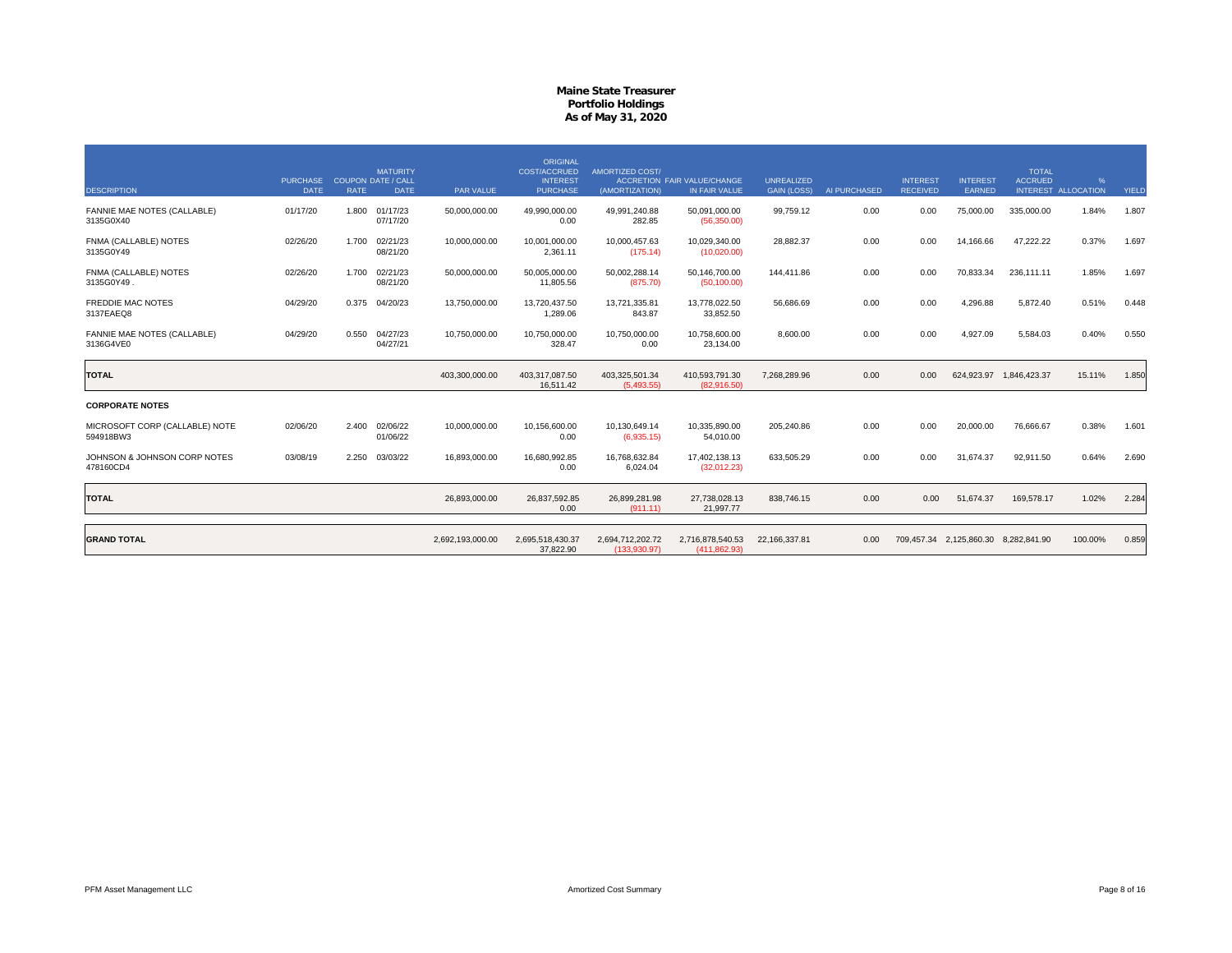# Maine State Treasurer
## Portfolio Holdings
### As of May 31, 2020

| DESCRIPTION | PURCHASE DATE | COUPON RATE | MATURITY DATE / CALL DATE | PAR VALUE | ORIGINAL COST/ACCRUED INTEREST PURCHASE | AMORTIZED COST/ (AMORTIZATION) ACCRETION | FAIR VALUE/CHANGE IN FAIR VALUE | UNREALIZED GAIN (LOSS) | AI PURCHASED | INTEREST RECEIVED | INTEREST EARNED | TOTAL ACCRUED INTEREST | % ALLOCATION | YIELD |
|---|---|---|---|---|---|---|---|---|---|---|---|---|---|---|
| FANNIE MAE NOTES (CALLABLE) 3135G0X40 | 01/17/20 | 1.800 | 01/17/23 07/17/20 | 50,000,000.00 | 49,990,000.00 0.00 | 49,991,240.88 282.85 | 50,091,000.00 (56,350.00) | 99,759.12 | 0.00 | 0.00 | 75,000.00 | 335,000.00 | 1.84% | 1.807 |
| FNMA (CALLABLE) NOTES 3135G0Y49 | 02/26/20 | 1.700 | 02/21/23 08/21/20 | 10,000,000.00 | 10,001,000.00 2,361.11 | 10,000,457.63 (175.14) | 10,029,340.00 (10,020.00) | 28,882.37 | 0.00 | 0.00 | 14,166.66 | 47,222.22 | 0.37% | 1.697 |
| FNMA (CALLABLE) NOTES 3135G0Y49 . | 02/26/20 | 1.700 | 02/21/23 08/21/20 | 50,000,000.00 | 50,005,000.00 11,805.56 | 50,002,288.14 (875.70) | 50,146,700.00 (50,100.00) | 144,411.86 | 0.00 | 0.00 | 70,833.34 | 236,111.11 | 1.85% | 1.697 |
| FREDDIE MAC NOTES 3137EAEQ8 | 04/29/20 | 0.375 | 04/20/23 | 13,750,000.00 | 13,720,437.50 1,289.06 | 13,721,335.81 843.87 | 13,778,022.50 33,852.50 | 56,686.69 | 0.00 | 0.00 | 4,296.88 | 5,872.40 | 0.51% | 0.448 |
| FANNIE MAE NOTES (CALLABLE) 3136G4VE0 | 04/29/20 | 0.550 | 04/27/23 04/27/21 | 10,750,000.00 | 10,750,000.00 328.47 | 10,750,000.00 0.00 | 10,758,600.00 23,134.00 | 8,600.00 | 0.00 | 0.00 | 4,927.09 | 5,584.03 | 0.40% | 0.550 |
| **TOTAL** | | | | 403,300,000.00 | 403,317,087.50 16,511.42 | 403,325,501.34 (5,493.55) | 410,593,791.30 (82,916.50) | 7,268,289.96 | 0.00 | 0.00 | 624,923.97 | 1,846,423.37 | 15.11% | 1.850 |
| **CORPORATE NOTES** | | | | | | | | | | | | | | |
| MICROSOFT CORP (CALLABLE) NOTE 594918BW3 | 02/06/20 | 2.400 | 02/06/22 01/06/22 | 10,000,000.00 | 10,156,600.00 0.00 | 10,130,649.14 (6,935.15) | 10,335,890.00 54,010.00 | 205,240.86 | 0.00 | 0.00 | 20,000.00 | 76,666.67 | 0.38% | 1.601 |
| JOHNSON & JOHNSON CORP NOTES 478160CD4 | 03/08/19 | 2.250 | 03/03/22 | 16,893,000.00 | 16,680,992.85 0.00 | 16,768,632.84 6,024.04 | 17,402,138.13 (32,012.23) | 633,505.29 | 0.00 | 0.00 | 31,674.37 | 92,911.50 | 0.64% | 2.690 |
| **TOTAL** | | | | 26,893,000.00 | 26,837,592.85 0.00 | 26,899,281.98 (911.11) | 27,738,028.13 21,997.77 | 838,746.15 | 0.00 | 0.00 | 51,674.37 | 169,578.17 | 1.02% | 2.284 |
| **GRAND TOTAL** | | | | 2,692,193,000.00 | 2,695,518,430.37 37,822.90 | 2,694,712,202.72 (133,930.97) | 2,716,878,540.53 (411,862.93) | 22,166,337.81 | 0.00 | 709,457.34 | 2,125,860.30 | 8,282,841.90 | 100.00% | 0.859 |

PFM Asset Management LLC — Amortized Cost Summary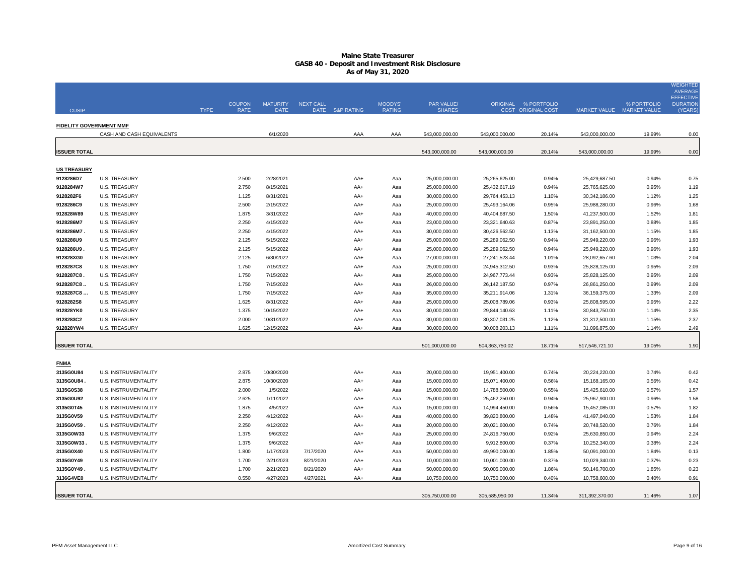# Maine State Treasurer
## GASB 40 - Deposit and Investment Risk Disclosure
### As of May 31, 2020

| CUSIP | | TYPE | COUPON RATE | MATURITY DATE | NEXT CALL DATE | S&P RATING | MOODYS' RATING | PAR VALUE/ SHARES | ORIGINAL COST | % PORTFOLIO ORIGINAL COST | MARKET VALUE | % PORTFOLIO MARKET VALUE | WEIGHTED AVERAGE EFFECTIVE DURATION (YEARS) |
|---|---|---|---|---|---|---|---|---|---|---|---|---|---|
| **FIDELITY GOVERNMENT MMF** | | | | | | | | | | | | | |
| | CASH AND CASH EQUIVALENTS | | | 6/1/2020 | | AAA | AAA | 543,000,000.00 | 543,000,000.00 | 20.14% | 543,000,000.00 | 19.99% | 0.00 |
| **ISSUER TOTAL** | | | | | | | | 543,000,000.00 | 543,000,000.00 | 20.14% | 543,000,000.00 | 19.99% | 0.00 |
| **US TREASURY** | | | | | | | | | | | | | |
| 9128286D7 | U.S. TREASURY | | 2.500 | 2/28/2021 | | AA+ | Aaa | 25,000,000.00 | 25,265,625.00 | 0.94% | 25,429,687.50 | 0.94% | 0.75 |
| 9128284W7 | U.S. TREASURY | | 2.750 | 8/15/2021 | | AA+ | Aaa | 25,000,000.00 | 25,432,617.19 | 0.94% | 25,765,625.00 | 0.95% | 1.19 |
| 9128282F6 | U.S. TREASURY | | 1.125 | 8/31/2021 | | AA+ | Aaa | 30,000,000.00 | 29,764,453.13 | 1.10% | 30,342,186.00 | 1.12% | 1.25 |
| 9128286C9 | U.S. TREASURY | | 2.500 | 2/15/2022 | | AA+ | Aaa | 25,000,000.00 | 25,493,164.06 | 0.95% | 25,988,280.00 | 0.96% | 1.68 |
| 912828W89 | U.S. TREASURY | | 1.875 | 3/31/2022 | | AA+ | Aaa | 40,000,000.00 | 40,404,687.50 | 1.50% | 41,237,500.00 | 1.52% | 1.81 |
| 9128286M7 | U.S. TREASURY | | 2.250 | 4/15/2022 | | AA+ | Aaa | 23,000,000.00 | 23,321,640.63 | 0.87% | 23,891,250.00 | 0.88% | 1.85 |
| 9128286M7 . | U.S. TREASURY | | 2.250 | 4/15/2022 | | AA+ | Aaa | 30,000,000.00 | 30,426,562.50 | 1.13% | 31,162,500.00 | 1.15% | 1.85 |
| 9128286U9 | U.S. TREASURY | | 2.125 | 5/15/2022 | | AA+ | Aaa | 25,000,000.00 | 25,289,062.50 | 0.94% | 25,949,220.00 | 0.96% | 1.93 |
| 9128286U9 . | U.S. TREASURY | | 2.125 | 5/15/2022 | | AA+ | Aaa | 25,000,000.00 | 25,289,062.50 | 0.94% | 25,949,220.00 | 0.96% | 1.93 |
| 912828XG0 | U.S. TREASURY | | 2.125 | 6/30/2022 | | AA+ | Aaa | 27,000,000.00 | 27,241,523.44 | 1.01% | 28,092,657.60 | 1.03% | 2.04 |
| 9128287C8 | U.S. TREASURY | | 1.750 | 7/15/2022 | | AA+ | Aaa | 25,000,000.00 | 24,945,312.50 | 0.93% | 25,828,125.00 | 0.95% | 2.09 |
| 9128287C8 . | U.S. TREASURY | | 1.750 | 7/15/2022 | | AA+ | Aaa | 25,000,000.00 | 24,967,773.44 | 0.93% | 25,828,125.00 | 0.95% | 2.09 |
| 9128287C8 .. | U.S. TREASURY | | 1.750 | 7/15/2022 | | AA+ | Aaa | 26,000,000.00 | 26,142,187.50 | 0.97% | 26,861,250.00 | 0.99% | 2.09 |
| 9128287C8 ... | U.S. TREASURY | | 1.750 | 7/15/2022 | | AA+ | Aaa | 35,000,000.00 | 35,211,914.06 | 1.31% | 36,159,375.00 | 1.33% | 2.09 |
| 9128282S8 | U.S. TREASURY | | 1.625 | 8/31/2022 | | AA+ | Aaa | 25,000,000.00 | 25,008,789.06 | 0.93% | 25,808,595.00 | 0.95% | 2.22 |
| 912828YK0 | U.S. TREASURY | | 1.375 | 10/15/2022 | | AA+ | Aaa | 30,000,000.00 | 29,844,140.63 | 1.11% | 30,843,750.00 | 1.14% | 2.35 |
| 9128283C2 | U.S. TREASURY | | 2.000 | 10/31/2022 | | AA+ | Aaa | 30,000,000.00 | 30,307,031.25 | 1.12% | 31,312,500.00 | 1.15% | 2.37 |
| 912828YW4 | U.S. TREASURY | | 1.625 | 12/15/2022 | | AA+ | Aaa | 30,000,000.00 | 30,008,203.13 | 1.11% | 31,096,875.00 | 1.14% | 2.49 |
| **ISSUER TOTAL** | | | | | | | | 501,000,000.00 | 504,363,750.02 | 18.71% | 517,546,721.10 | 19.05% | 1.90 |
| **FNMA** | | | | | | | | | | | | | |
| 3135G0U84 | U.S. INSTRUMENTALITY | | 2.875 | 10/30/2020 | | AA+ | Aaa | 20,000,000.00 | 19,951,400.00 | 0.74% | 20,224,220.00 | 0.74% | 0.42 |
| 3135G0U84 . | U.S. INSTRUMENTALITY | | 2.875 | 10/30/2020 | | AA+ | Aaa | 15,000,000.00 | 15,071,400.00 | 0.56% | 15,168,165.00 | 0.56% | 0.42 |
| 3135G0S38 | U.S. INSTRUMENTALITY | | 2.000 | 1/5/2022 | | AA+ | Aaa | 15,000,000.00 | 14,788,500.00 | 0.55% | 15,425,610.00 | 0.57% | 1.57 |
| 3135G0U92 | U.S. INSTRUMENTALITY | | 2.625 | 1/11/2022 | | AA+ | Aaa | 25,000,000.00 | 25,462,250.00 | 0.94% | 25,967,900.00 | 0.96% | 1.58 |
| 3135G0T45 | U.S. INSTRUMENTALITY | | 1.875 | 4/5/2022 | | AA+ | Aaa | 15,000,000.00 | 14,994,450.00 | 0.56% | 15,452,085.00 | 0.57% | 1.82 |
| 3135G0V59 | U.S. INSTRUMENTALITY | | 2.250 | 4/12/2022 | | AA+ | Aaa | 40,000,000.00 | 39,820,800.00 | 1.48% | 41,497,040.00 | 1.53% | 1.84 |
| 3135G0V59 . | U.S. INSTRUMENTALITY | | 2.250 | 4/12/2022 | | AA+ | Aaa | 20,000,000.00 | 20,021,600.00 | 0.74% | 20,748,520.00 | 0.76% | 1.84 |
| 3135G0W33 | U.S. INSTRUMENTALITY | | 1.375 | 9/6/2022 | | AA+ | Aaa | 25,000,000.00 | 24,816,750.00 | 0.92% | 25,630,850.00 | 0.94% | 2.24 |
| 3135G0W33 . | U.S. INSTRUMENTALITY | | 1.375 | 9/6/2022 | | AA+ | Aaa | 10,000,000.00 | 9,912,800.00 | 0.37% | 10,252,340.00 | 0.38% | 2.24 |
| 3135G0X40 | U.S. INSTRUMENTALITY | | 1.800 | 1/17/2023 | 7/17/2020 | AA+ | Aaa | 50,000,000.00 | 49,990,000.00 | 1.85% | 50,091,000.00 | 1.84% | 0.13 |
| 3135G0Y49 | U.S. INSTRUMENTALITY | | 1.700 | 2/21/2023 | 8/21/2020 | AA+ | Aaa | 10,000,000.00 | 10,001,000.00 | 0.37% | 10,029,340.00 | 0.37% | 0.23 |
| 3135G0Y49 . | U.S. INSTRUMENTALITY | | 1.700 | 2/21/2023 | 8/21/2020 | AA+ | Aaa | 50,000,000.00 | 50,005,000.00 | 1.86% | 50,146,700.00 | 1.85% | 0.23 |
| 3136G4VE0 | U.S. INSTRUMENTALITY | | 0.550 | 4/27/2023 | 4/27/2021 | AA+ | Aaa | 10,750,000.00 | 10,750,000.00 | 0.40% | 10,758,600.00 | 0.40% | 0.91 |
| **ISSUER TOTAL** | | | | | | | | 305,750,000.00 | 305,585,950.00 | 11.34% | 311,392,370.00 | 11.46% | 1.07 |

PFM Asset Management LLC — Amortized Cost Summary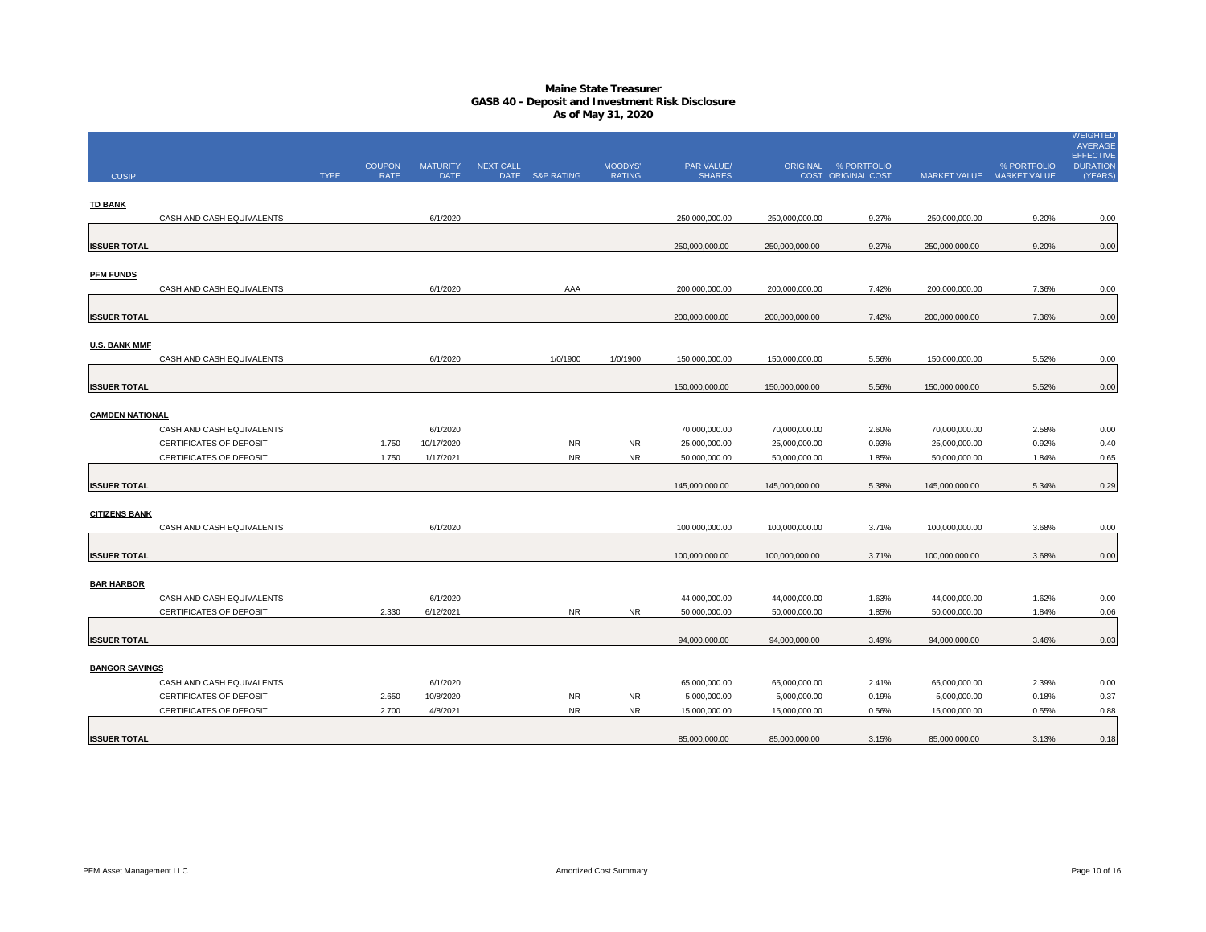# Maine State Treasurer
## GASB 40 - Deposit and Investment Risk Disclosure
### As of May 31, 2020

| CUSIP | | TYPE | COUPON RATE | MATURITY DATE | NEXT CALL DATE | S&P RATING | MOODYS' RATING | PAR VALUE/ SHARES | ORIGINAL COST | % PORTFOLIO ORIGINAL COST | MARKET VALUE | % PORTFOLIO MARKET VALUE | WEIGHTED AVERAGE EFFECTIVE DURATION (YEARS) |
|---|---|---|---|---|---|---|---|---|---|---|---|---|---|
| **TD BANK** | | | | | | | | | | | | | |
| | CASH AND CASH EQUIVALENTS | | | 6/1/2020 | | | | 250,000,000.00 | 250,000,000.00 | 9.27% | 250,000,000.00 | 9.20% | 0.00 |
| **ISSUER TOTAL** | | | | | | | | 250,000,000.00 | 250,000,000.00 | 9.27% | 250,000,000.00 | 9.20% | 0.00 |
| **PFM FUNDS** | | | | | | | | | | | | | |
| | CASH AND CASH EQUIVALENTS | | | 6/1/2020 | | AAA | | 200,000,000.00 | 200,000,000.00 | 7.42% | 200,000,000.00 | 7.36% | 0.00 |
| **ISSUER TOTAL** | | | | | | | | 200,000,000.00 | 200,000,000.00 | 7.42% | 200,000,000.00 | 7.36% | 0.00 |
| **U.S. BANK MMF** | | | | | | | | | | | | | |
| | CASH AND CASH EQUIVALENTS | | | 6/1/2020 | | 1/0/1900 | 1/0/1900 | 150,000,000.00 | 150,000,000.00 | 5.56% | 150,000,000.00 | 5.52% | 0.00 |
| **ISSUER TOTAL** | | | | | | | | 150,000,000.00 | 150,000,000.00 | 5.56% | 150,000,000.00 | 5.52% | 0.00 |
| **CAMDEN NATIONAL** | | | | | | | | | | | | | |
| | CASH AND CASH EQUIVALENTS | | | 6/1/2020 | | | | 70,000,000.00 | 70,000,000.00 | 2.60% | 70,000,000.00 | 2.58% | 0.00 |
| | CERTIFICATES OF DEPOSIT | | 1.750 | 10/17/2020 | | NR | NR | 25,000,000.00 | 25,000,000.00 | 0.93% | 25,000,000.00 | 0.92% | 0.40 |
| | CERTIFICATES OF DEPOSIT | | 1.750 | 1/17/2021 | | NR | NR | 50,000,000.00 | 50,000,000.00 | 1.85% | 50,000,000.00 | 1.84% | 0.65 |
| **ISSUER TOTAL** | | | | | | | | 145,000,000.00 | 145,000,000.00 | 5.38% | 145,000,000.00 | 5.34% | 0.29 |
| **CITIZENS BANK** | | | | | | | | | | | | | |
| | CASH AND CASH EQUIVALENTS | | | 6/1/2020 | | | | 100,000,000.00 | 100,000,000.00 | 3.71% | 100,000,000.00 | 3.68% | 0.00 |
| **ISSUER TOTAL** | | | | | | | | 100,000,000.00 | 100,000,000.00 | 3.71% | 100,000,000.00 | 3.68% | 0.00 |
| **BAR HARBOR** | | | | | | | | | | | | | |
| | CASH AND CASH EQUIVALENTS | | | 6/1/2020 | | | | 44,000,000.00 | 44,000,000.00 | 1.63% | 44,000,000.00 | 1.62% | 0.00 |
| | CERTIFICATES OF DEPOSIT | | 2.330 | 6/12/2021 | | NR | NR | 50,000,000.00 | 50,000,000.00 | 1.85% | 50,000,000.00 | 1.84% | 0.06 |
| **ISSUER TOTAL** | | | | | | | | 94,000,000.00 | 94,000,000.00 | 3.49% | 94,000,000.00 | 3.46% | 0.03 |
| **BANGOR SAVINGS** | | | | | | | | | | | | | |
| | CASH AND CASH EQUIVALENTS | | | 6/1/2020 | | | | 65,000,000.00 | 65,000,000.00 | 2.41% | 65,000,000.00 | 2.39% | 0.00 |
| | CERTIFICATES OF DEPOSIT | | 2.650 | 10/8/2020 | | NR | NR | 5,000,000.00 | 5,000,000.00 | 0.19% | 5,000,000.00 | 0.18% | 0.37 |
| | CERTIFICATES OF DEPOSIT | | 2.700 | 4/8/2021 | | NR | NR | 15,000,000.00 | 15,000,000.00 | 0.56% | 15,000,000.00 | 0.55% | 0.88 |
| **ISSUER TOTAL** | | | | | | | | 85,000,000.00 | 85,000,000.00 | 3.15% | 85,000,000.00 | 3.13% | 0.18 |

PFM Asset Management LLC

Amortized Cost Summary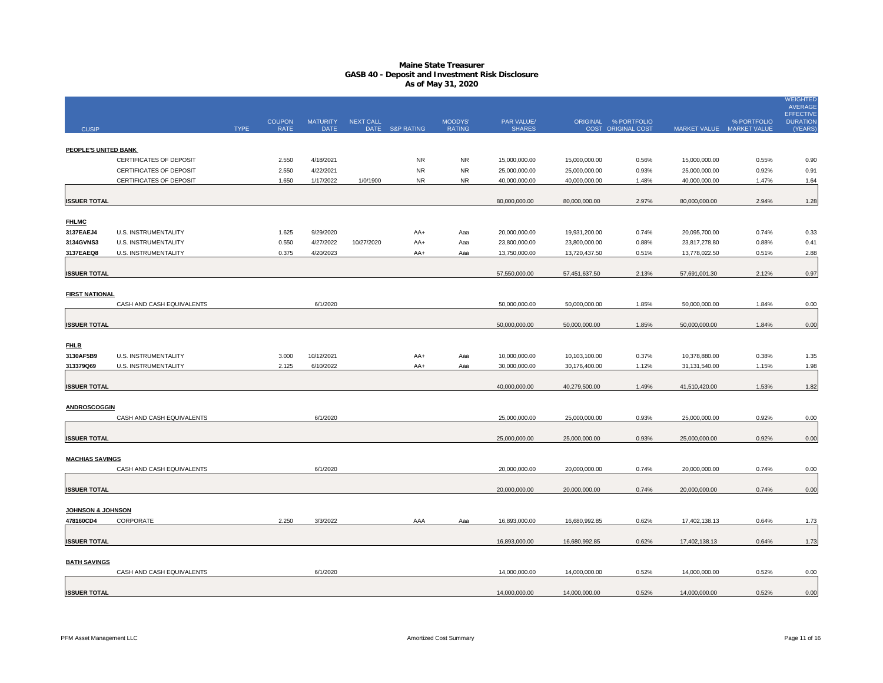# Maine State Treasurer
## GASB 40 - Deposit and Investment Risk Disclosure
### As of May 31, 2020

| CUSIP | | TYPE | COUPON RATE | MATURITY DATE | NEXT CALL DATE | S&P RATING | MOODYS' RATING | PAR VALUE/ SHARES | ORIGINAL COST | % PORTFOLIO ORIGINAL COST | MARKET VALUE | % PORTFOLIO MARKET VALUE | WEIGHTED AVERAGE EFFECTIVE DURATION (YEARS) |
|---|---|---|---|---|---|---|---|---|---|---|---|---|---|
| **PEOPLE'S UNITED BANK** | | | | | | | | | | | | | |
| | CERTIFICATES OF DEPOSIT | | 2.550 | 4/18/2021 | | NR | NR | 15,000,000.00 | 15,000,000.00 | 0.56% | 15,000,000.00 | 0.55% | 0.90 |
| | CERTIFICATES OF DEPOSIT | | 2.550 | 4/22/2021 | | NR | NR | 25,000,000.00 | 25,000,000.00 | 0.93% | 25,000,000.00 | 0.92% | 0.91 |
| | CERTIFICATES OF DEPOSIT | | 1.650 | 1/17/2022 | 1/0/1900 | NR | NR | 40,000,000.00 | 40,000,000.00 | 1.48% | 40,000,000.00 | 1.47% | 1.64 |
| **ISSUER TOTAL** | | | | | | | | 80,000,000.00 | 80,000,000.00 | 2.97% | 80,000,000.00 | 2.94% | 1.28 |
| **FHLMC** | | | | | | | | | | | | | |
| 3137EAEJ4 | U.S. INSTRUMENTALITY | | 1.625 | 9/29/2020 | | AA+ | Aaa | 20,000,000.00 | 19,931,200.00 | 0.74% | 20,095,700.00 | 0.74% | 0.33 |
| 3134GVNS3 | U.S. INSTRUMENTALITY | | 0.550 | 4/27/2022 | 10/27/2020 | AA+ | Aaa | 23,800,000.00 | 23,800,000.00 | 0.88% | 23,817,278.80 | 0.88% | 0.41 |
| 3137EAEQ8 | U.S. INSTRUMENTALITY | | 0.375 | 4/20/2023 | | AA+ | Aaa | 13,750,000.00 | 13,720,437.50 | 0.51% | 13,778,022.50 | 0.51% | 2.88 |
| **ISSUER TOTAL** | | | | | | | | 57,550,000.00 | 57,451,637.50 | 2.13% | 57,691,001.30 | 2.12% | 0.97 |
| **FIRST NATIONAL** | | | | | | | | | | | | | |
| | CASH AND CASH EQUIVALENTS | | | 6/1/2020 | | | | 50,000,000.00 | 50,000,000.00 | 1.85% | 50,000,000.00 | 1.84% | 0.00 |
| **ISSUER TOTAL** | | | | | | | | 50,000,000.00 | 50,000,000.00 | 1.85% | 50,000,000.00 | 1.84% | 0.00 |
| **FHLB** | | | | | | | | | | | | | |
| 3130AF5B9 | U.S. INSTRUMENTALITY | | 3.000 | 10/12/2021 | | AA+ | Aaa | 10,000,000.00 | 10,103,100.00 | 0.37% | 10,378,880.00 | 0.38% | 1.35 |
| 313379Q69 | U.S. INSTRUMENTALITY | | 2.125 | 6/10/2022 | | AA+ | Aaa | 30,000,000.00 | 30,176,400.00 | 1.12% | 31,131,540.00 | 1.15% | 1.98 |
| **ISSUER TOTAL** | | | | | | | | 40,000,000.00 | 40,279,500.00 | 1.49% | 41,510,420.00 | 1.53% | 1.82 |
| **ANDROSCOGGIN** | | | | | | | | | | | | | |
| | CASH AND CASH EQUIVALENTS | | | 6/1/2020 | | | | 25,000,000.00 | 25,000,000.00 | 0.93% | 25,000,000.00 | 0.92% | 0.00 |
| **ISSUER TOTAL** | | | | | | | | 25,000,000.00 | 25,000,000.00 | 0.93% | 25,000,000.00 | 0.92% | 0.00 |
| **MACHIAS SAVINGS** | | | | | | | | | | | | | |
| | CASH AND CASH EQUIVALENTS | | | 6/1/2020 | | | | 20,000,000.00 | 20,000,000.00 | 0.74% | 20,000,000.00 | 0.74% | 0.00 |
| **ISSUER TOTAL** | | | | | | | | 20,000,000.00 | 20,000,000.00 | 0.74% | 20,000,000.00 | 0.74% | 0.00 |
| **JOHNSON & JOHNSON** | | | | | | | | | | | | | |
| 478160CD4 | CORPORATE | | 2.250 | 3/3/2022 | | AAA | Aaa | 16,893,000.00 | 16,680,992.85 | 0.62% | 17,402,138.13 | 0.64% | 1.73 |
| **ISSUER TOTAL** | | | | | | | | 16,893,000.00 | 16,680,992.85 | 0.62% | 17,402,138.13 | 0.64% | 1.73 |
| **BATH SAVINGS** | | | | | | | | | | | | | |
| | CASH AND CASH EQUIVALENTS | | | 6/1/2020 | | | | 14,000,000.00 | 14,000,000.00 | 0.52% | 14,000,000.00 | 0.52% | 0.00 |
| **ISSUER TOTAL** | | | | | | | | 14,000,000.00 | 14,000,000.00 | 0.52% | 14,000,000.00 | 0.52% | 0.00 |

PFM Asset Management LLC — Amortized Cost Summary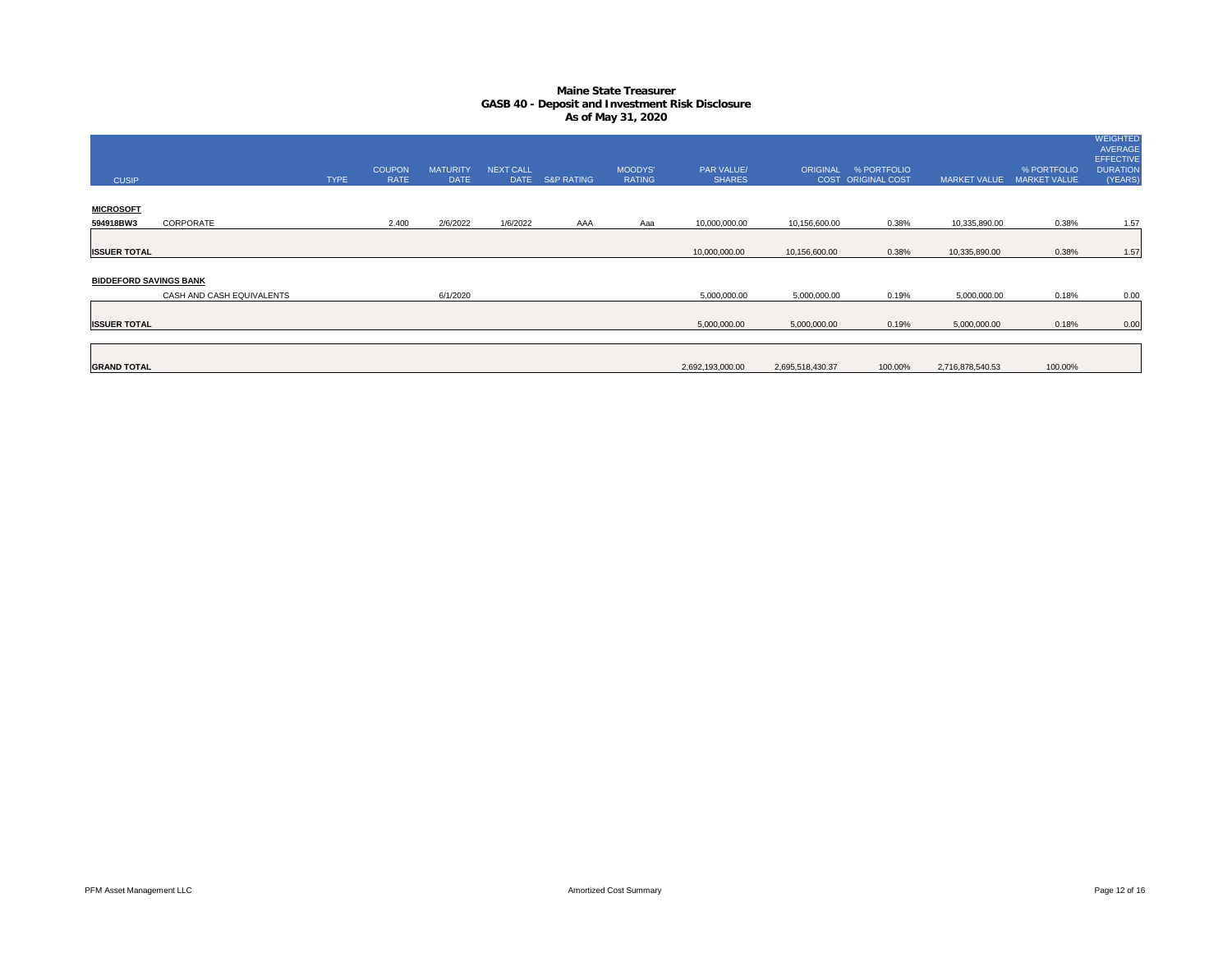# Maine State Treasurer
## GASB 40 - Deposit and Investment Risk Disclosure
### As of May 31, 2020

| CUSIP | | TYPE | COUPON RATE | MATURITY DATE | NEXT CALL DATE | S&P RATING | MOODYS' RATING | PAR VALUE/ SHARES | ORIGINAL COST | % PORTFOLIO ORIGINAL COST | MARKET VALUE | % PORTFOLIO MARKET VALUE | WEIGHTED AVERAGE EFFECTIVE DURATION (YEARS) |
|---|---|---|---|---|---|---|---|---|---|---|---|---|---|
| **MICROSOFT** | | | | | | | | | | | | | |
| **594918BW3** | CORPORATE | | 2.400 | 2/6/2022 | 1/6/2022 | AAA | Aaa | 10,000,000.00 | 10,156,600.00 | 0.38% | 10,335,890.00 | 0.38% | 1.57 |
| **ISSUER TOTAL** | | | | | | | | 10,000,000.00 | 10,156,600.00 | 0.38% | 10,335,890.00 | 0.38% | 1.57 |
| **BIDDEFORD SAVINGS BANK** | | | | | | | | | | | | | |
| | CASH AND CASH EQUIVALENTS | | | 6/1/2020 | | | | 5,000,000.00 | 5,000,000.00 | 0.19% | 5,000,000.00 | 0.18% | 0.00 |
| **ISSUER TOTAL** | | | | | | | | 5,000,000.00 | 5,000,000.00 | 0.19% | 5,000,000.00 | 0.18% | 0.00 |
| **GRAND TOTAL** | | | | | | | | 2,692,193,000.00 | 2,695,518,430.37 | 100.00% | 2,716,878,540.53 | 100.00% | |

PFM Asset Management LLC — Amortized Cost Summary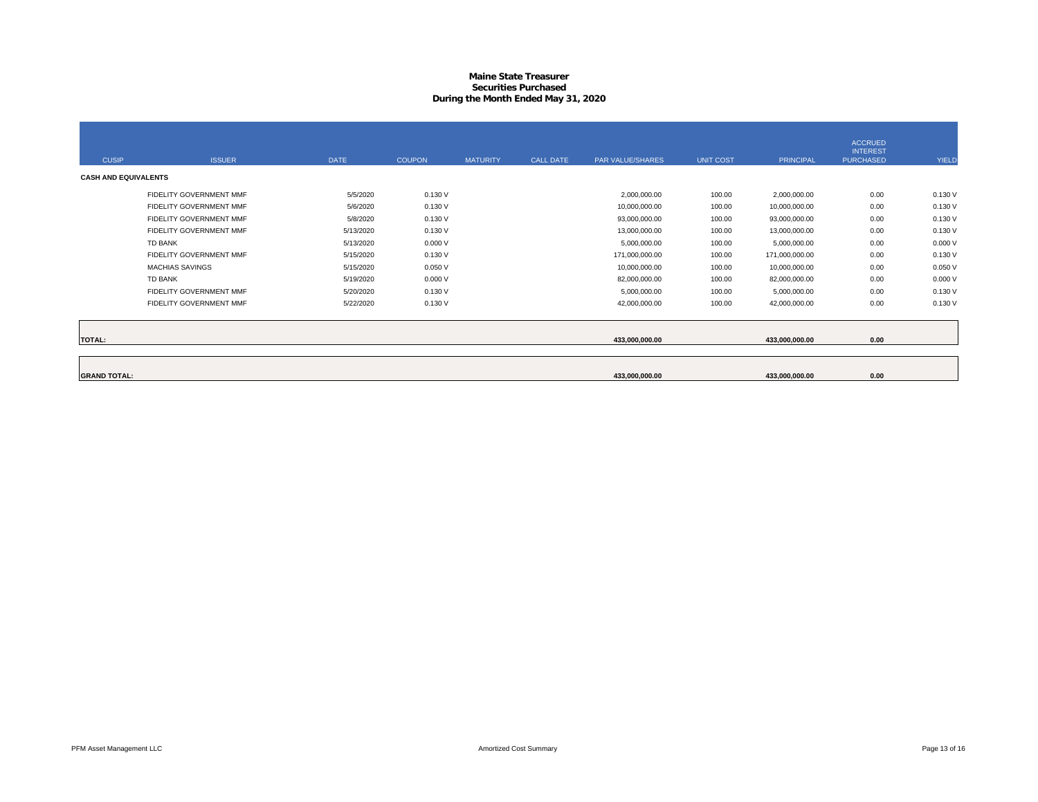# Maine State Treasurer
## Securities Purchased
### During the Month Ended May 31, 2020

| CUSIP | ISSUER | DATE | COUPON | MATURITY | CALL DATE | PAR VALUE/SHARES | UNIT COST | PRINCIPAL | ACCRUED INTEREST PURCHASED | YIELD |
|---|---|---|---|---|---|---|---|---|---|---|
| **CASH AND EQUIVALENTS** | | | | | | | | | | |
| | FIDELITY GOVERNMENT MMF | 5/5/2020 | 0.130 V | | | 2,000,000.00 | 100.00 | 2,000,000.00 | 0.00 | 0.130 V |
| | FIDELITY GOVERNMENT MMF | 5/6/2020 | 0.130 V | | | 10,000,000.00 | 100.00 | 10,000,000.00 | 0.00 | 0.130 V |
| | FIDELITY GOVERNMENT MMF | 5/8/2020 | 0.130 V | | | 93,000,000.00 | 100.00 | 93,000,000.00 | 0.00 | 0.130 V |
| | FIDELITY GOVERNMENT MMF | 5/13/2020 | 0.130 V | | | 13,000,000.00 | 100.00 | 13,000,000.00 | 0.00 | 0.130 V |
| | TD BANK | 5/13/2020 | 0.000 V | | | 5,000,000.00 | 100.00 | 5,000,000.00 | 0.00 | 0.000 V |
| | FIDELITY GOVERNMENT MMF | 5/15/2020 | 0.130 V | | | 171,000,000.00 | 100.00 | 171,000,000.00 | 0.00 | 0.130 V |
| | MACHIAS SAVINGS | 5/15/2020 | 0.050 V | | | 10,000,000.00 | 100.00 | 10,000,000.00 | 0.00 | 0.050 V |
| | TD BANK | 5/19/2020 | 0.000 V | | | 82,000,000.00 | 100.00 | 82,000,000.00 | 0.00 | 0.000 V |
| | FIDELITY GOVERNMENT MMF | 5/20/2020 | 0.130 V | | | 5,000,000.00 | 100.00 | 5,000,000.00 | 0.00 | 0.130 V |
| | FIDELITY GOVERNMENT MMF | 5/22/2020 | 0.130 V | | | 42,000,000.00 | 100.00 | 42,000,000.00 | 0.00 | 0.130 V |
| **TOTAL:** | | | | | | **433,000,000.00** | | **433,000,000.00** | **0.00** | |
| **GRAND TOTAL:** | | | | | | **433,000,000.00** | | **433,000,000.00** | **0.00** | |

PFM Asset Management LLC | Amortized Cost Summary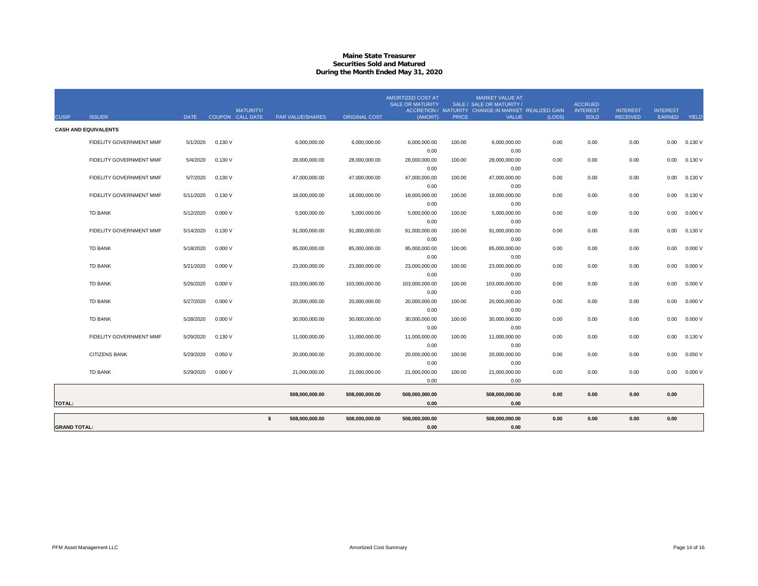# Maine State Treasurer
## Securities Sold and Matured
### During the Month Ended May 31, 2020

| CUSIP | ISSUER | DATE | COUPON | MATURITY/ CALL DATE | PAR VALUE/SHARES | ORIGINAL COST | AMORTIZED COST AT SALE OR MATURITY ACCRETION / (AMORT) | SALE / MATURITY PRICE | MARKET VALUE AT SALE OR MATURITY / CHANGE IN MARKET VALUE | REALIZED GAIN (LOSS) | ACCRUED INTEREST SOLD | INTEREST RECEIVED | INTEREST EARNED | YIELD |
|---|---|---|---|---|---|---|---|---|---|---|---|---|---|---|
| **CASH AND EQUIVALENTS** | | | | | | | | | | | | | | |
| | FIDELITY GOVERNMENT MMF | 5/1/2020 | 0.130 V | | 6,000,000.00 | 6,000,000.00 | 6,000,000.00<br>0.00 | 100.00 | 6,000,000.00<br>0.00 | 0.00 | 0.00 | 0.00 | 0.00 | 0.130 V |
| | FIDELITY GOVERNMENT MMF | 5/4/2020 | 0.130 V | | 28,000,000.00 | 28,000,000.00 | 28,000,000.00<br>0.00 | 100.00 | 28,000,000.00<br>0.00 | 0.00 | 0.00 | 0.00 | 0.00 | 0.130 V |
| | FIDELITY GOVERNMENT MMF | 5/7/2020 | 0.130 V | | 47,000,000.00 | 47,000,000.00 | 47,000,000.00<br>0.00 | 100.00 | 47,000,000.00<br>0.00 | 0.00 | 0.00 | 0.00 | 0.00 | 0.130 V |
| | FIDELITY GOVERNMENT MMF | 5/11/2020 | 0.130 V | | 18,000,000.00 | 18,000,000.00 | 18,000,000.00<br>0.00 | 100.00 | 18,000,000.00<br>0.00 | 0.00 | 0.00 | 0.00 | 0.00 | 0.130 V |
| | TD BANK | 5/12/2020 | 0.000 V | | 5,000,000.00 | 5,000,000.00 | 5,000,000.00<br>0.00 | 100.00 | 5,000,000.00<br>0.00 | 0.00 | 0.00 | 0.00 | 0.00 | 0.000 V |
| | FIDELITY GOVERNMENT MMF | 5/14/2020 | 0.130 V | | 91,000,000.00 | 91,000,000.00 | 91,000,000.00<br>0.00 | 100.00 | 91,000,000.00<br>0.00 | 0.00 | 0.00 | 0.00 | 0.00 | 0.130 V |
| | TD BANK | 5/18/2020 | 0.000 V | | 85,000,000.00 | 85,000,000.00 | 85,000,000.00<br>0.00 | 100.00 | 85,000,000.00<br>0.00 | 0.00 | 0.00 | 0.00 | 0.00 | 0.000 V |
| | TD BANK | 5/21/2020 | 0.000 V | | 23,000,000.00 | 23,000,000.00 | 23,000,000.00<br>0.00 | 100.00 | 23,000,000.00<br>0.00 | 0.00 | 0.00 | 0.00 | 0.00 | 0.000 V |
| | TD BANK | 5/26/2020 | 0.000 V | | 103,000,000.00 | 103,000,000.00 | 103,000,000.00<br>0.00 | 100.00 | 103,000,000.00<br>0.00 | 0.00 | 0.00 | 0.00 | 0.00 | 0.000 V |
| | TD BANK | 5/27/2020 | 0.000 V | | 20,000,000.00 | 20,000,000.00 | 20,000,000.00<br>0.00 | 100.00 | 20,000,000.00<br>0.00 | 0.00 | 0.00 | 0.00 | 0.00 | 0.000 V |
| | TD BANK | 5/28/2020 | 0.000 V | | 30,000,000.00 | 30,000,000.00 | 30,000,000.00<br>0.00 | 100.00 | 30,000,000.00<br>0.00 | 0.00 | 0.00 | 0.00 | 0.00 | 0.000 V |
| | FIDELITY GOVERNMENT MMF | 5/29/2020 | 0.130 V | | 11,000,000.00 | 11,000,000.00 | 11,000,000.00<br>0.00 | 100.00 | 11,000,000.00<br>0.00 | 0.00 | 0.00 | 0.00 | 0.00 | 0.130 V |
| | CITIZENS BANK | 5/29/2020 | 0.050 V | | 20,000,000.00 | 20,000,000.00 | 20,000,000.00<br>0.00 | 100.00 | 20,000,000.00<br>0.00 | 0.00 | 0.00 | 0.00 | 0.00 | 0.050 V |
| | TD BANK | 5/29/2020 | 0.000 V | | 21,000,000.00 | 21,000,000.00 | 21,000,000.00<br>0.00 | 100.00 | 21,000,000.00<br>0.00 | 0.00 | 0.00 | 0.00 | 0.00 | 0.000 V |
| **TOTAL:** | | | | | **508,000,000.00** | **508,000,000.00** | **508,000,000.00**<br>**0.00** | | **508,000,000.00**<br>**0.00** | **0.00** | **0.00** | **0.00** | **0.00** | |
| **GRAND TOTAL:** | | | | | **$ 508,000,000.00** | **508,000,000.00** | **508,000,000.00**<br>**0.00** | | **508,000,000.00**<br>**0.00** | **0.00** | **0.00** | **0.00** | **0.00** | |

PFM Asset Management LLC — Amortized Cost Summary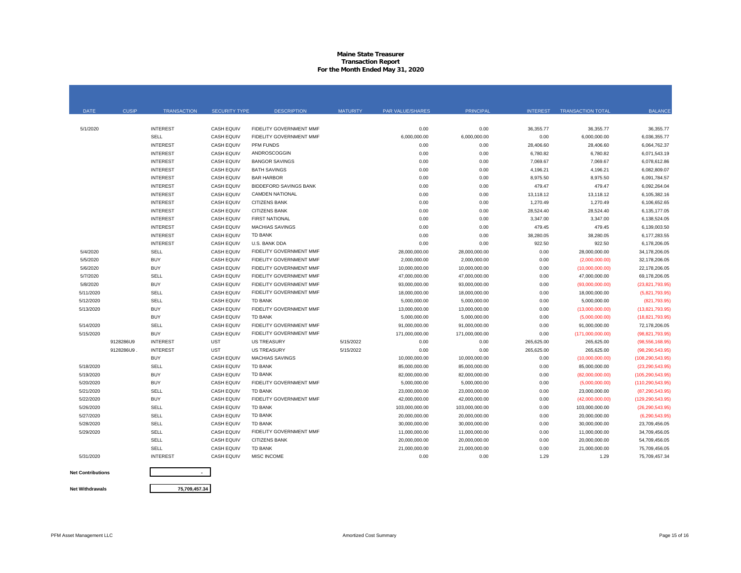# Maine State Treasurer
## Transaction Report
### For the Month Ended May 31, 2020

| DATE | CUSIP | TRANSACTION | SECURITY TYPE | DESCRIPTION | MATURITY | PAR VALUE/SHARES | PRINCIPAL | INTEREST | TRANSACTION TOTAL | BALANCE |
|---|---|---|---|---|---|---|---|---|---|---|
| 5/1/2020 | | INTEREST | CASH EQUIV | FIDELITY GOVERNMENT MMF | | 0.00 | 0.00 | 36,355.77 | 36,355.77 | 36,355.77 |
| | | SELL | CASH EQUIV | FIDELITY GOVERNMENT MMF | | 6,000,000.00 | 6,000,000.00 | 0.00 | 6,000,000.00 | 6,036,355.77 |
| | | INTEREST | CASH EQUIV | PFM FUNDS | | 0.00 | 0.00 | 28,406.60 | 28,406.60 | 6,064,762.37 |
| | | INTEREST | CASH EQUIV | ANDROSCOGGIN | | 0.00 | 0.00 | 6,780.82 | 6,780.82 | 6,071,543.19 |
| | | INTEREST | CASH EQUIV | BANGOR SAVINGS | | 0.00 | 0.00 | 7,069.67 | 7,069.67 | 6,078,612.86 |
| | | INTEREST | CASH EQUIV | BATH SAVINGS | | 0.00 | 0.00 | 4,196.21 | 4,196.21 | 6,082,809.07 |
| | | INTEREST | CASH EQUIV | BAR HARBOR | | 0.00 | 0.00 | 8,975.50 | 8,975.50 | 6,091,784.57 |
| | | INTEREST | CASH EQUIV | BIDDEFORD SAVINGS BANK | | 0.00 | 0.00 | 479.47 | 479.47 | 6,092,264.04 |
| | | INTEREST | CASH EQUIV | CAMDEN NATIONAL | | 0.00 | 0.00 | 13,118.12 | 13,118.12 | 6,105,382.16 |
| | | INTEREST | CASH EQUIV | CITIZENS BANK | | 0.00 | 0.00 | 1,270.49 | 1,270.49 | 6,106,652.65 |
| | | INTEREST | CASH EQUIV | CITIZENS BANK | | 0.00 | 0.00 | 28,524.40 | 28,524.40 | 6,135,177.05 |
| | | INTEREST | CASH EQUIV | FIRST NATIONAL | | 0.00 | 0.00 | 3,347.00 | 3,347.00 | 6,138,524.05 |
| | | INTEREST | CASH EQUIV | MACHIAS SAVINGS | | 0.00 | 0.00 | 479.45 | 479.45 | 6,139,003.50 |
| | | INTEREST | CASH EQUIV | TD BANK | | 0.00 | 0.00 | 38,280.05 | 38,280.05 | 6,177,283.55 |
| | | INTEREST | CASH EQUIV | U.S. BANK DDA | | 0.00 | 0.00 | 922.50 | 922.50 | 6,178,206.05 |
| 5/4/2020 | | SELL | CASH EQUIV | FIDELITY GOVERNMENT MMF | | 28,000,000.00 | 28,000,000.00 | 0.00 | 28,000,000.00 | 34,178,206.05 |
| 5/5/2020 | | BUY | CASH EQUIV | FIDELITY GOVERNMENT MMF | | 2,000,000.00 | 2,000,000.00 | 0.00 | (2,000,000.00) | 32,178,206.05 |
| 5/6/2020 | | BUY | CASH EQUIV | FIDELITY GOVERNMENT MMF | | 10,000,000.00 | 10,000,000.00 | 0.00 | (10,000,000.00) | 22,178,206.05 |
| 5/7/2020 | | SELL | CASH EQUIV | FIDELITY GOVERNMENT MMF | | 47,000,000.00 | 47,000,000.00 | 0.00 | 47,000,000.00 | 69,178,206.05 |
| 5/8/2020 | | BUY | CASH EQUIV | FIDELITY GOVERNMENT MMF | | 93,000,000.00 | 93,000,000.00 | 0.00 | (93,000,000.00) | (23,821,793.95) |
| 5/11/2020 | | SELL | CASH EQUIV | FIDELITY GOVERNMENT MMF | | 18,000,000.00 | 18,000,000.00 | 0.00 | 18,000,000.00 | (5,821,793.95) |
| 5/12/2020 | | SELL | CASH EQUIV | TD BANK | | 5,000,000.00 | 5,000,000.00 | 0.00 | 5,000,000.00 | (821,793.95) |
| 5/13/2020 | | BUY | CASH EQUIV | FIDELITY GOVERNMENT MMF | | 13,000,000.00 | 13,000,000.00 | 0.00 | (13,000,000.00) | (13,821,793.95) |
| | | BUY | CASH EQUIV | TD BANK | | 5,000,000.00 | 5,000,000.00 | 0.00 | (5,000,000.00) | (18,821,793.95) |
| 5/14/2020 | | SELL | CASH EQUIV | FIDELITY GOVERNMENT MMF | | 91,000,000.00 | 91,000,000.00 | 0.00 | 91,000,000.00 | 72,178,206.05 |
| 5/15/2020 | | BUY | CASH EQUIV | FIDELITY GOVERNMENT MMF | | 171,000,000.00 | 171,000,000.00 | 0.00 | (171,000,000.00) | (98,821,793.95) |
| | 9128286U9 | INTEREST | UST | US TREASURY | 5/15/2022 | 0.00 | 0.00 | 265,625.00 | 265,625.00 | (98,556,168.95) |
| | 9128286U9 . | INTEREST | UST | US TREASURY | 5/15/2022 | 0.00 | 0.00 | 265,625.00 | 265,625.00 | (98,290,543.95) |
| | | BUY | CASH EQUIV | MACHIAS SAVINGS | | 10,000,000.00 | 10,000,000.00 | 0.00 | (10,000,000.00) | (108,290,543.95) |
| 5/18/2020 | | SELL | CASH EQUIV | TD BANK | | 85,000,000.00 | 85,000,000.00 | 0.00 | 85,000,000.00 | (23,290,543.95) |
| 5/19/2020 | | BUY | CASH EQUIV | TD BANK | | 82,000,000.00 | 82,000,000.00 | 0.00 | (82,000,000.00) | (105,290,543.95) |
| 5/20/2020 | | BUY | CASH EQUIV | FIDELITY GOVERNMENT MMF | | 5,000,000.00 | 5,000,000.00 | 0.00 | (5,000,000.00) | (110,290,543.95) |
| 5/21/2020 | | SELL | CASH EQUIV | TD BANK | | 23,000,000.00 | 23,000,000.00 | 0.00 | 23,000,000.00 | (87,290,543.95) |
| 5/22/2020 | | BUY | CASH EQUIV | FIDELITY GOVERNMENT MMF | | 42,000,000.00 | 42,000,000.00 | 0.00 | (42,000,000.00) | (129,290,543.95) |
| 5/26/2020 | | SELL | CASH EQUIV | TD BANK | | 103,000,000.00 | 103,000,000.00 | 0.00 | 103,000,000.00 | (26,290,543.95) |
| 5/27/2020 | | SELL | CASH EQUIV | TD BANK | | 20,000,000.00 | 20,000,000.00 | 0.00 | 20,000,000.00 | (6,290,543.95) |
| 5/28/2020 | | SELL | CASH EQUIV | TD BANK | | 30,000,000.00 | 30,000,000.00 | 0.00 | 30,000,000.00 | 23,709,456.05 |
| 5/29/2020 | | SELL | CASH EQUIV | FIDELITY GOVERNMENT MMF | | 11,000,000.00 | 11,000,000.00 | 0.00 | 11,000,000.00 | 34,709,456.05 |
| | | SELL | CASH EQUIV | CITIZENS BANK | | 20,000,000.00 | 20,000,000.00 | 0.00 | 20,000,000.00 | 54,709,456.05 |
| | | SELL | CASH EQUIV | TD BANK | | 21,000,000.00 | 21,000,000.00 | 0.00 | 21,000,000.00 | 75,709,456.05 |
| 5/31/2020 | | INTEREST | CASH EQUIV | MISC INCOME | | 0.00 | 0.00 | 1.29 | 1.29 | 75,709,457.34 |

| | |
|---|---|
| **Net Contributions** | - |
| **Net Withdrawals** | **75,709,457.34** |

PFM Asset Management LLC — Amortized Cost Summary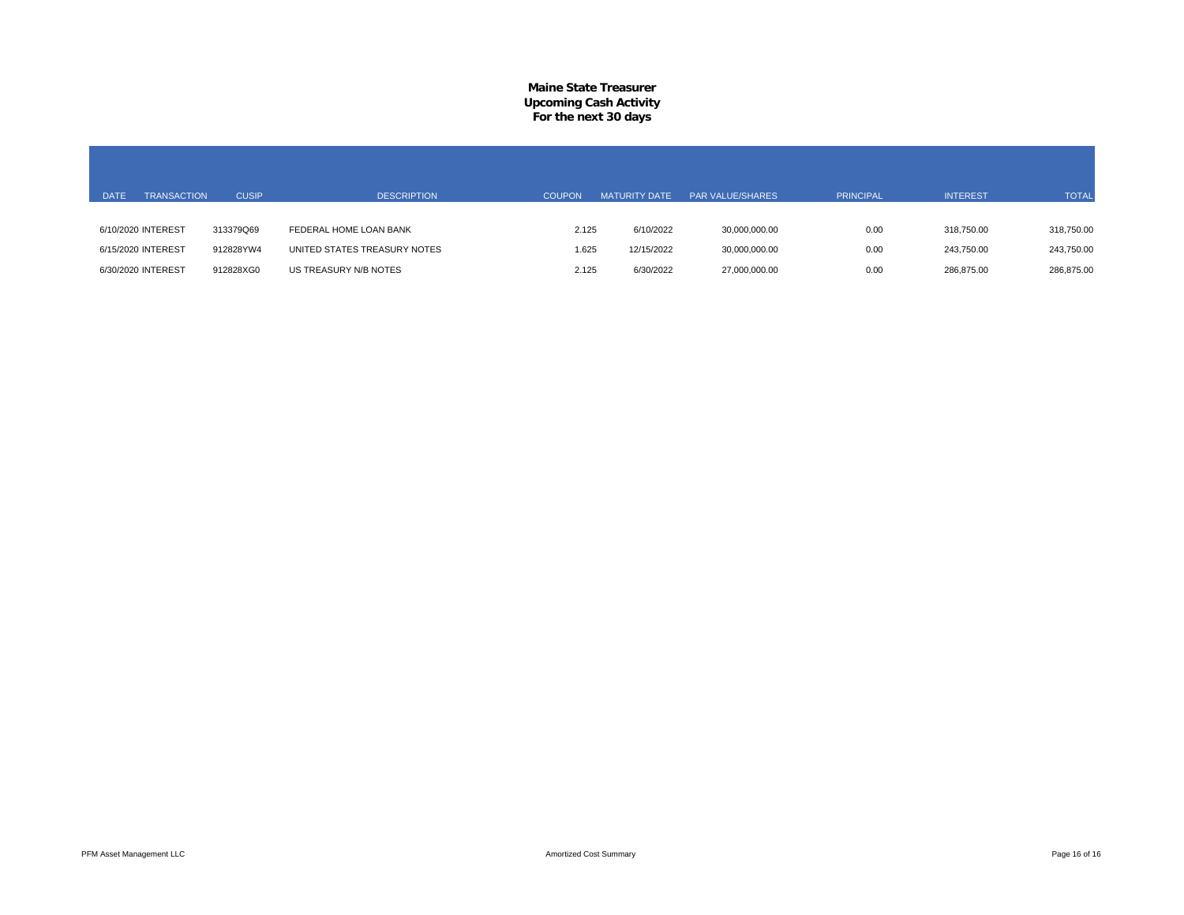**Maine State Treasurer**
**Upcoming Cash Activity**
**For the next 30 days**

| DATE | TRANSACTION | CUSIP | DESCRIPTION | COUPON | MATURITY DATE | PAR VALUE/SHARES | PRINCIPAL | INTEREST | TOTAL |
|---|---|---|---|---|---|---|---|---|---|
| 6/10/2020 | INTEREST | 313379Q69 | FEDERAL HOME LOAN BANK | 2.125 | 6/10/2022 | 30,000,000.00 | 0.00 | 318,750.00 | 318,750.00 |
| 6/15/2020 | INTEREST | 912828YW4 | UNITED STATES TREASURY NOTES | 1.625 | 12/15/2022 | 30,000,000.00 | 0.00 | 243,750.00 | 243,750.00 |
| 6/30/2020 | INTEREST | 912828XG0 | US TREASURY N/B NOTES | 2.125 | 6/30/2022 | 27,000,000.00 | 0.00 | 286,875.00 | 286,875.00 |